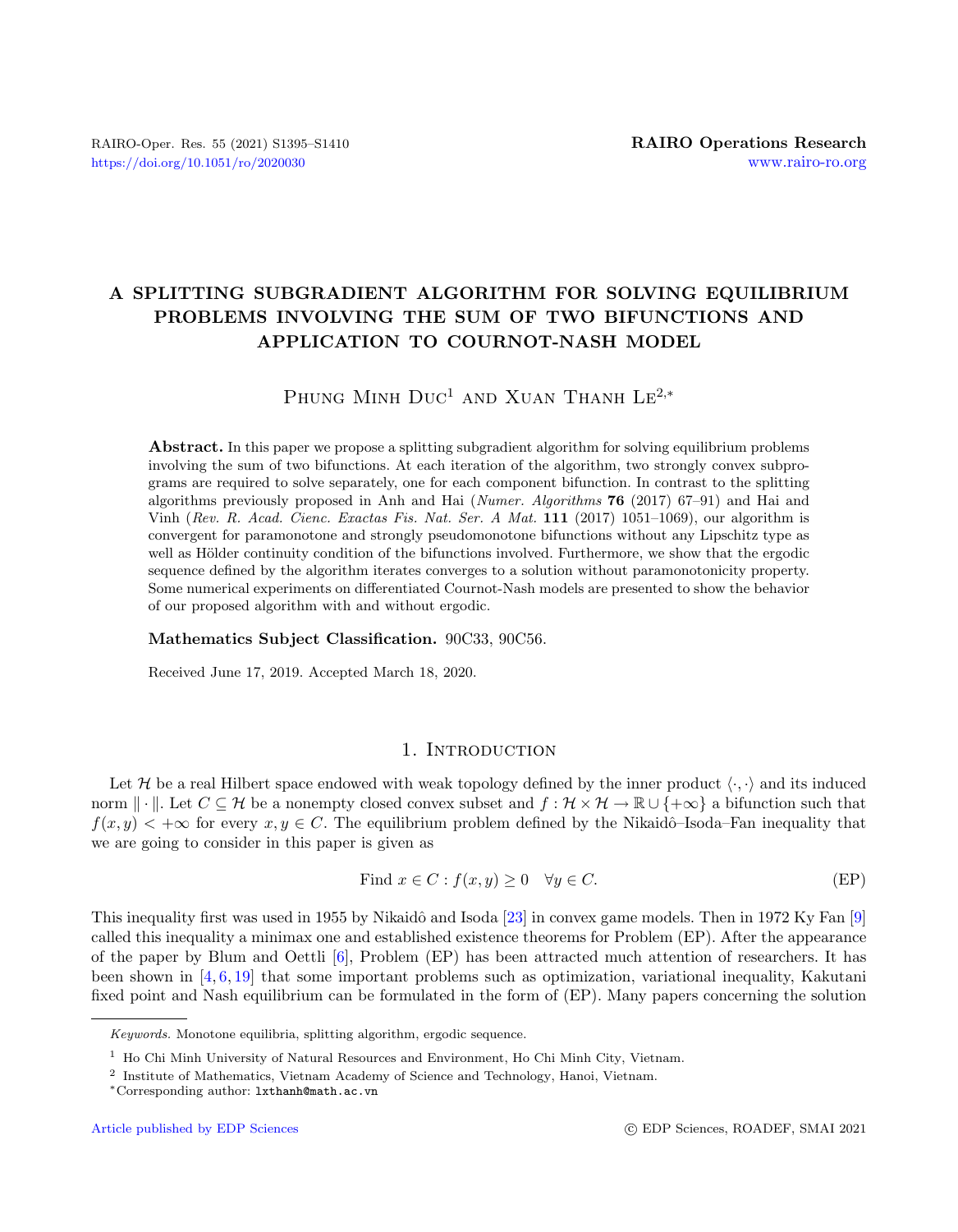# A SPLITTING SUBGRADIENT ALGORITHM FOR SOLVING EQUILIBRIUM PROBLEMS INVOLVING THE SUM OF TWO BIFUNCTIONS AND APPLICATION TO COURNOT-NASH MODEL

Phung Minh Duc[1] and Xuan Thanh Le[2,*]

**Abstract.** In this paper we propose a splitting subgradient algorithm for solving equilibrium problems involving the sum of two bifunctions. At each iteration of the algorithm, two strongly convex subprograms are required to solve separately, one for each component bifunction. In contrast to the splitting algorithms previously proposed in Anh and Hai (*Numer. Algorithms* **76** (2017) 67–91) and Hai and Vinh (*Rev. R. Acad. Cienc. Exactas Fis. Nat. Ser. A Mat.* **111** (2017) 1051–1069), our algorithm is convergent for paramonotone and strongly pseudomonotone bifunctions without any Lipschitz type as well as Hölder continuity condition of the bifunctions involved. Furthermore, we show that the ergodic sequence defined by the algorithm iterates converges to a solution without paramonotonicity property. Some numerical experiments on differentiated Cournot-Nash models are presented to show the behavior of our proposed algorithm with and without ergodic.

**Mathematics Subject Classification.** 90C33, 90C56.

Received June 17, 2019. Accepted March 18, 2020.

## 1. Introduction

Let $\mathcal{H}$ be a real Hilbert space endowed with weak topology defined by the inner product $\langle \cdot, \cdot \rangle$ and its induced norm $\| \cdot \|$. Let $C \subseteq \mathcal{H}$ be a nonempty closed convex subset and $f : \mathcal{H} \times \mathcal{H} \to \mathbb{R} \cup \{+\infty\}$ a bifunction such that $f(x, y) < +\infty$ for every $x, y \in C$. The equilibrium problem defined by the Nikaidô–Isoda–Fan inequality that we are going to consider in this paper is given as

$$\text{Find } x \in C : f(x, y) \geq 0 \quad \forall y \in C. \tag{EP}$$

This inequality first was used in 1955 by Nikaidô and Isoda [23] in convex game models. Then in 1972 Ky Fan [9] called this inequality a minimax one and established existence theorems for Problem (EP). After the appearance of the paper by Blum and Oettli [6], Problem (EP) has been attracted much attention of researchers. It has been shown in [4, 6, 19] that some important problems such as optimization, variational inequality, Kakutani fixed point and Nash equilibrium can be formulated in the form of (EP). Many papers concerning the solution

*Keywords.* Monotone equilibria, splitting algorithm, ergodic sequence.

[1] Ho Chi Minh University of Natural Resources and Environment, Ho Chi Minh City, Vietnam.

[2] Institute of Mathematics, Vietnam Academy of Science and Technology, Hanoi, Vietnam.

*Corresponding author: lxthanh@math.ac.vn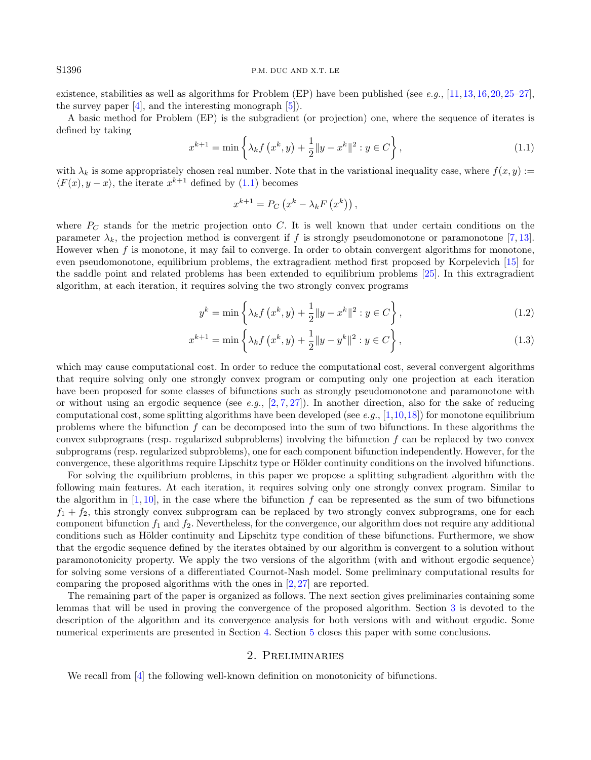existence, stabilities as well as algorithms for Problem (EP) have been published (see *e.g.*, [11,13,16,20,25–27], the survey paper [4], and the interesting monograph [5]).

A basic method for Problem (EP) is the subgradient (or projection) one, where the sequence of iterates is defined by taking

$$x^{k+1} = \min\left\{\lambda_k f\left(x^k, y\right) + \frac{1}{2}\|y - x^k\|^2 : y \in C\right\}, \tag{1.1}$$

with $\lambda_k$ is some appropriately chosen real number. Note that in the variational inequality case, where $f(x, y) := \langle F(x), y - x\rangle$, the iterate $x^{k+1}$ defined by (1.1) becomes

$$x^{k+1} = P_C\left(x^k - \lambda_k F\left(x^k\right)\right),$$

where $P_C$ stands for the metric projection onto $C$. It is well known that under certain conditions on the parameter $\lambda_k$, the projection method is convergent if $f$ is strongly pseudomonotone or paramonotone [7,13]. However when $f$ is monotone, it may fail to converge. In order to obtain convergent algorithms for monotone, even pseudomonotone, equilibrium problems, the extragradient method first proposed by Korpelevich [15] for the saddle point and related problems has been extended to equilibrium problems [25]. In this extragradient algorithm, at each iteration, it requires solving the two strongly convex programs

$$y^k = \min\left\{\lambda_k f\left(x^k, y\right) + \frac{1}{2}\|y - x^k\|^2 : y \in C\right\}, \tag{1.2}$$

$$x^{k+1} = \min\left\{\lambda_k f\left(x^k, y\right) + \frac{1}{2}\|y - y^k\|^2 : y \in C\right\}, \tag{1.3}$$

which may cause computational cost. In order to reduce the computational cost, several convergent algorithms that require solving only one strongly convex program or computing only one projection at each iteration have been proposed for some classes of bifunctions such as strongly pseudomonotone and paramonotone with or without using an ergodic sequence (see *e.g.*, [2,7,27]). In another direction, also for the sake of reducing computational cost, some splitting algorithms have been developed (see *e.g.*, [1,10,18]) for monotone equilibrium problems where the bifunction $f$ can be decomposed into the sum of two bifunctions. In these algorithms the convex subprograms (resp. regularized subproblems) involving the bifunction $f$ can be replaced by two convex subprograms (resp. regularized subproblems), one for each component bifunction independently. However, for the convergence, these algorithms require Lipschitz type or Hölder continuity conditions on the involved bifunctions.

For solving the equilibrium problems, in this paper we propose a splitting subgradient algorithm with the following main features. At each iteration, it requires solving only one strongly convex program. Similar to the algorithm in [1,10], in the case where the bifunction $f$ can be represented as the sum of two bifunctions $f_1 + f_2$, this strongly convex subprogram can be replaced by two strongly convex subprograms, one for each component bifunction $f_1$ and $f_2$. Nevertheless, for the convergence, our algorithm does not require any additional conditions such as Hölder continuity and Lipschitz type condition of these bifunctions. Furthermore, we show that the ergodic sequence defined by the iterates obtained by our algorithm is convergent to a solution without paramonotonicity property. We apply the two versions of the algorithm (with and without ergodic sequence) for solving some versions of a differentiated Cournot-Nash model. Some preliminary computational results for comparing the proposed algorithms with the ones in [2,27] are reported.

The remaining part of the paper is organized as follows. The next section gives preliminaries containing some lemmas that will be used in proving the convergence of the proposed algorithm. Section 3 is devoted to the description of the algorithm and its convergence analysis for both versions with and without ergodic. Some numerical experiments are presented in Section 4. Section 5 closes this paper with some conclusions.

## 2. Preliminaries

We recall from [4] the following well-known definition on monotonicity of bifunctions.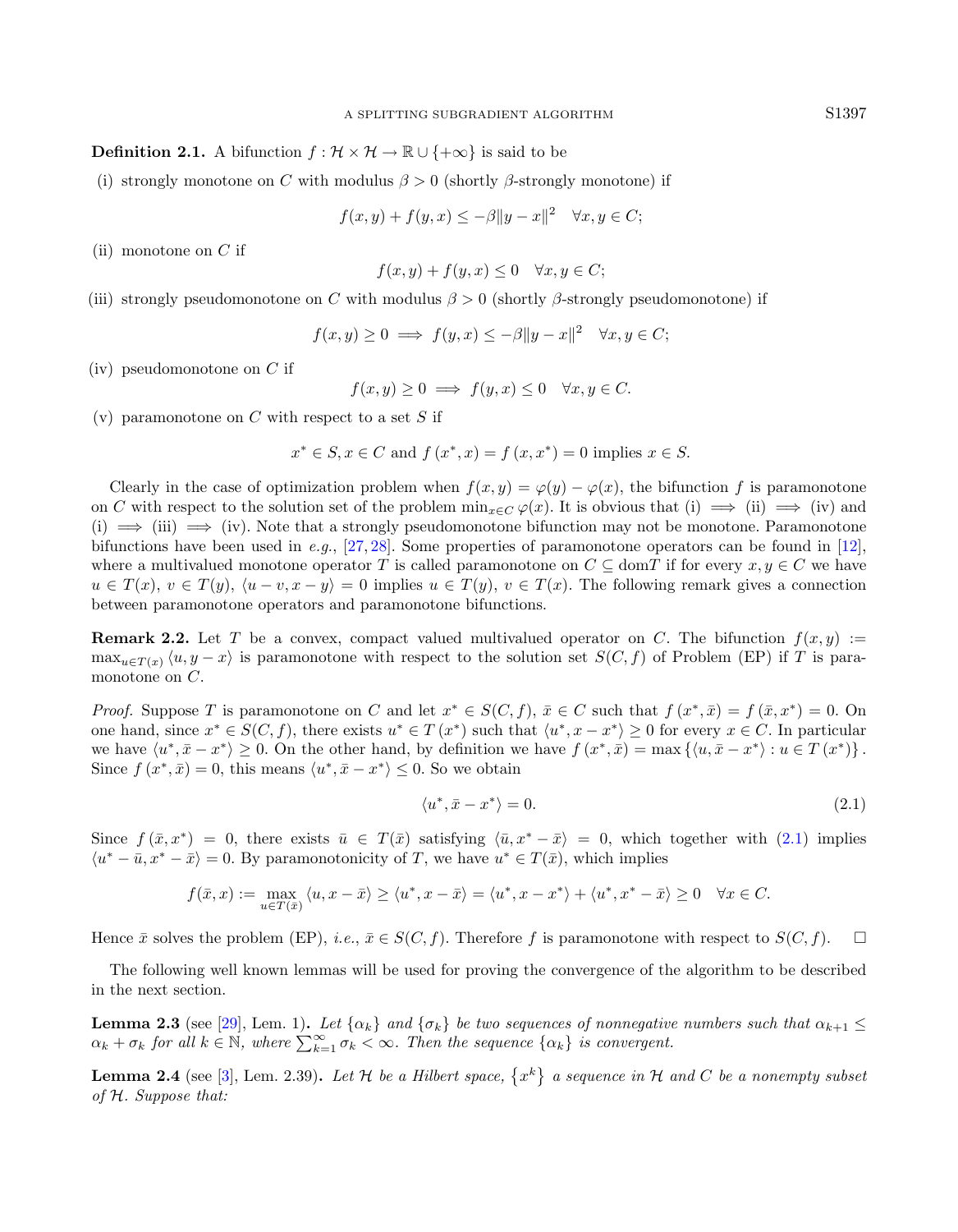**Definition 2.1.** A bifunction $f : \mathcal{H} \times \mathcal{H} \to \mathbb{R} \cup \{+\infty\}$ is said to be

(i) strongly monotone on $C$ with modulus $\beta > 0$ (shortly $\beta$-strongly monotone) if

$$f(x,y) + f(y,x) \le -\beta \|y - x\|^2 \quad \forall x, y \in C;$$

(ii) monotone on $C$ if

$$f(x,y) + f(y,x) \le 0 \quad \forall x, y \in C;$$

(iii) strongly pseudomonotone on $C$ with modulus $\beta > 0$ (shortly $\beta$-strongly pseudomonotone) if

$$f(x,y) \ge 0 \implies f(y,x) \le -\beta \|y - x\|^2 \quad \forall x, y \in C;$$

(iv) pseudomonotone on $C$ if

$$f(x,y) \ge 0 \implies f(y,x) \le 0 \quad \forall x, y \in C.$$

(v) paramonotone on $C$ with respect to a set $S$ if

$$x^* \in S, x \in C \text{ and } f(x^*, x) = f(x, x^*) = 0 \text{ implies } x \in S.$$

Clearly in the case of optimization problem when $f(x,y) = \varphi(y) - \varphi(x)$, the bifunction $f$ is paramonotone on $C$ with respect to the solution set of the problem $\min_{x \in C} \varphi(x)$. It is obvious that (i) $\implies$ (ii) $\implies$ (iv) and (i) $\implies$ (iii) $\implies$ (iv). Note that a strongly pseudomonotone bifunction may not be monotone. Paramonotone bifunctions have been used in *e.g.*, [27,28]. Some properties of paramonotone operators can be found in [12], where a multivalued monotone operator $T$ is called paramonotone on $C \subseteq \operatorname{dom} T$ if for every $x, y \in C$ we have $u \in T(x)$, $v \in T(y)$, $\langle u - v, x - y \rangle = 0$ implies $u \in T(y)$, $v \in T(x)$. The following remark gives a connection between paramonotone operators and paramonotone bifunctions.

**Remark 2.2.** Let $T$ be a convex, compact valued multivalued operator on $C$. The bifunction $f(x,y) := \max_{u \in T(x)} \langle u, y - x \rangle$ is paramonotone with respect to the solution set $S(C,f)$ of Problem (EP) if $T$ is paramonotone on $C$.

*Proof.* Suppose $T$ is paramonotone on $C$ and let $x^* \in S(C,f)$, $\bar{x} \in C$ such that $f(x^*, \bar{x}) = f(\bar{x}, x^*) = 0$. On one hand, since $x^* \in S(C,f)$, there exists $u^* \in T(x^*)$ such that $\langle u^*, x - x^* \rangle \ge 0$ for every $x \in C$. In particular we have $\langle u^*, \bar{x} - x^* \rangle \ge 0$. On the other hand, by definition we have $f(x^*, \bar{x}) = \max\{\langle u, \bar{x} - x^* \rangle : u \in T(x^*)\}$. Since $f(x^*, \bar{x}) = 0$, this means $\langle u^*, \bar{x} - x^* \rangle \le 0$. So we obtain

$$\langle u^*, \bar{x} - x^* \rangle = 0. \tag{2.1}$$

Since $f(\bar{x}, x^*) = 0$, there exists $\bar{u} \in T(\bar{x})$ satisfying $\langle \bar{u}, x^* - \bar{x} \rangle = 0$, which together with (2.1) implies $\langle u^* - \bar{u}, x^* - \bar{x} \rangle = 0$. By paramonotonicity of $T$, we have $u^* \in T(\bar{x})$, which implies

$$f(\bar{x}, x) := \max_{u \in T(\bar{x})} \langle u, x - \bar{x} \rangle \ge \langle u^*, x - \bar{x} \rangle = \langle u^*, x - x^* \rangle + \langle u^*, x^* - \bar{x} \rangle \ge 0 \quad \forall x \in C.$$

Hence $\bar{x}$ solves the problem (EP), *i.e.*, $\bar{x} \in S(C,f)$. Therefore $f$ is paramonotone with respect to $S(C,f)$. $\square$

The following well known lemmas will be used for proving the convergence of the algorithm to be described in the next section.

**Lemma 2.3** (see [29], Lem. 1)**.** *Let $\{\alpha_k\}$ and $\{\sigma_k\}$ be two sequences of nonnegative numbers such that $\alpha_{k+1} \le \alpha_k + \sigma_k$ for all $k \in \mathbb{N}$, where $\sum_{k=1}^{\infty} \sigma_k < \infty$. Then the sequence $\{\alpha_k\}$ is convergent.*

**Lemma 2.4** (see [3], Lem. 2.39)**.** *Let $\mathcal{H}$ be a Hilbert space, $\{x^k\}$ a sequence in $\mathcal{H}$ and $C$ be a nonempty subset of $\mathcal{H}$. Suppose that:*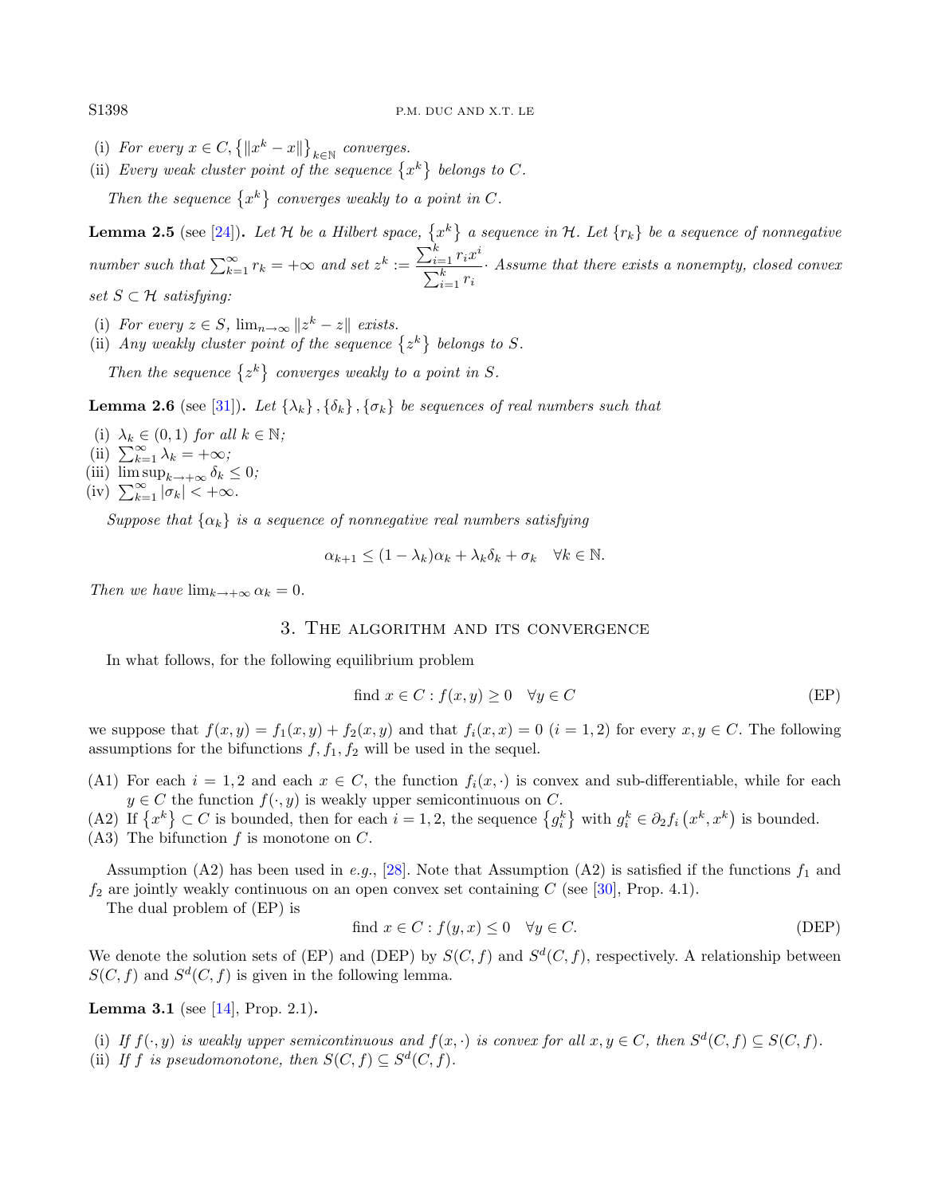(i) *For every* $x \in C$, $\left\{\|x^k - x\|\right\}_{k\in\mathbb{N}}$ *converges.*
(ii) *Every weak cluster point of the sequence* $\left\{x^k\right\}$ *belongs to* $C$.

*Then the sequence* $\left\{x^k\right\}$ *converges weakly to a point in* $C$.

**Lemma 2.5** (see [24])**.** *Let* $\mathcal{H}$ *be a Hilbert space,* $\left\{x^k\right\}$ *a sequence in* $\mathcal{H}$. *Let* $\{r_k\}$ *be a sequence of nonnegative number such that* $\sum_{k=1}^{\infty} r_k = +\infty$ *and set* $z^k := \dfrac{\sum_{i=1}^{k} r_i x^i}{\sum_{i=1}^{k} r_i}\cdot$ *Assume that there exists a nonempty, closed convex set* $S \subset \mathcal{H}$ *satisfying:*

(i) *For every* $z \in S$, $\lim_{n\to\infty} \|z^k - z\|$ *exists.*
(ii) *Any weakly cluster point of the sequence* $\left\{z^k\right\}$ *belongs to* $S$.

*Then the sequence* $\left\{z^k\right\}$ *converges weakly to a point in* $S$.

**Lemma 2.6** (see [31])**.** *Let* $\{\lambda_k\}$, $\{\delta_k\}$, $\{\sigma_k\}$ *be sequences of real numbers such that*

(i) $\lambda_k \in (0,1)$ *for all* $k \in \mathbb{N}$;
(ii) $\sum_{k=1}^{\infty} \lambda_k = +\infty$;
(iii) $\limsup_{k\to+\infty} \delta_k \le 0$;
(iv) $\sum_{k=1}^{\infty} |\sigma_k| < +\infty$.

*Suppose that* $\{\alpha_k\}$ *is a sequence of nonnegative real numbers satisfying*

$$\alpha_{k+1} \le (1-\lambda_k)\alpha_k + \lambda_k\delta_k + \sigma_k \quad \forall k \in \mathbb{N}.$$

*Then we have* $\lim_{k\to+\infty} \alpha_k = 0$.

## 3. The algorithm and its convergence

In what follows, for the following equilibrium problem

$$\text{find } x \in C : f(x,y) \ge 0 \quad \forall y \in C \tag{EP}$$

we suppose that $f(x,y) = f_1(x,y) + f_2(x,y)$ and that $f_i(x,x) = 0$ $(i = 1,2)$ for every $x, y \in C$. The following assumptions for the bifunctions $f, f_1, f_2$ will be used in the sequel.

(A1) For each $i = 1,2$ and each $x \in C$, the function $f_i(x,\cdot)$ is convex and sub-differentiable, while for each $y \in C$ the function $f(\cdot,y)$ is weakly upper semicontinuous on $C$.
(A2) If $\left\{x^k\right\} \subset C$ is bounded, then for each $i = 1,2$, the sequence $\left\{g_i^k\right\}$ with $g_i^k \in \partial_2 f_i\left(x^k, x^k\right)$ is bounded.
(A3) The bifunction $f$ is monotone on $C$.

Assumption (A2) has been used in *e.g.*, [28]. Note that Assumption (A2) is satisfied if the functions $f_1$ and $f_2$ are jointly weakly continuous on an open convex set containing $C$ (see [30], Prop. 4.1).

The dual problem of (EP) is

$$\text{find } x \in C : f(y,x) \le 0 \quad \forall y \in C. \tag{DEP}$$

We denote the solution sets of (EP) and (DEP) by $S(C,f)$ and $S^d(C,f)$, respectively. A relationship between $S(C,f)$ and $S^d(C,f)$ is given in the following lemma.

**Lemma 3.1** (see [14], Prop. 2.1)**.**

(i) *If* $f(\cdot,y)$ *is weakly upper semicontinuous and* $f(x,\cdot)$ *is convex for all* $x, y \in C$, *then* $S^d(C,f) \subseteq S(C,f)$.
(ii) *If* $f$ *is pseudomonotone, then* $S(C,f) \subseteq S^d(C,f)$.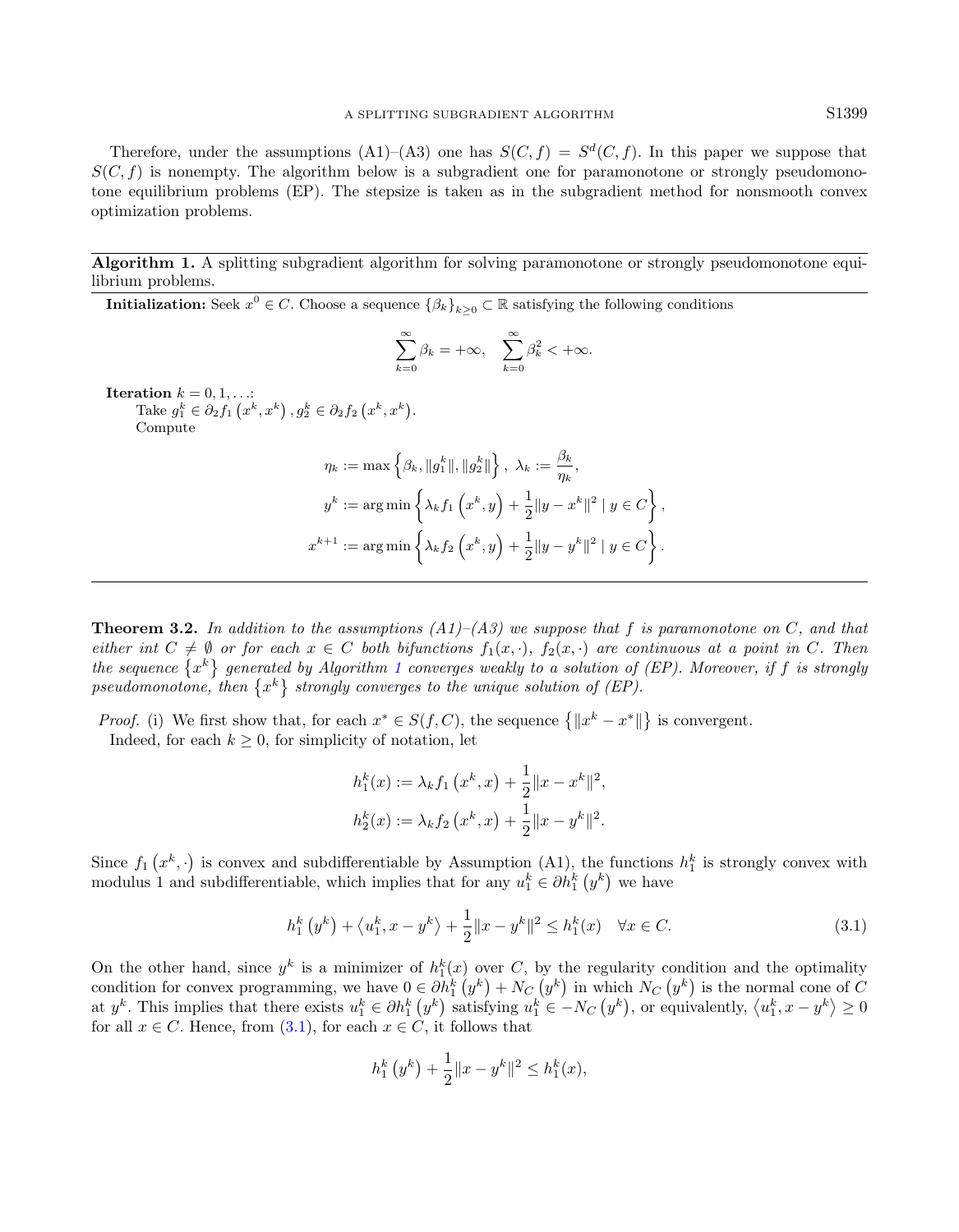Therefore, under the assumptions (A1)–(A3) one has $S(C,f) = S^d(C,f)$. In this paper we suppose that $S(C,f)$ is nonempty. The algorithm below is a subgradient one for paramonotone or strongly pseudomonotone equilibrium problems (EP). The stepsize is taken as in the subgradient method for nonsmooth convex optimization problems.

---

**Algorithm 1.** A splitting subgradient algorithm for solving paramonotone or strongly pseudomonotone equilibrium problems.

---

**Initialization:** Seek $x^0 \in C$. Choose a sequence $\{\beta_k\}_{k\geq 0} \subset \mathbb{R}$ satisfying the following conditions

$$\sum_{k=0}^{\infty} \beta_k = +\infty, \quad \sum_{k=0}^{\infty} \beta_k^2 < +\infty.$$

**Iteration** $k = 0, 1, \ldots$:

Take $g_1^k \in \partial_2 f_1\left(x^k, x^k\right), g_2^k \in \partial_2 f_2\left(x^k, x^k\right)$.

Compute

$$\eta_k := \max\left\{\beta_k, \|g_1^k\|, \|g_2^k\|\right\}, \ \lambda_k := \frac{\beta_k}{\eta_k},$$

$$y^k := \arg\min\left\{\lambda_k f_1\left(x^k, y\right) + \frac{1}{2}\|y - x^k\|^2 \mid y \in C\right\},$$

$$x^{k+1} := \arg\min\left\{\lambda_k f_2\left(x^k, y\right) + \frac{1}{2}\|y - y^k\|^2 \mid y \in C\right\}.$$

---

**Theorem 3.2.** *In addition to the assumptions (A1)–(A3) we suppose that $f$ is paramonotone on $C$, and that either int $C \neq \emptyset$ or for each $x \in C$ both bifunctions $f_1(x,\cdot)$, $f_2(x,\cdot)$ are continuous at a point in $C$. Then the sequence $\left\{x^k\right\}$ generated by Algorithm 1 converges weakly to a solution of (EP). Moreover, if $f$ is strongly pseudomonotone, then $\left\{x^k\right\}$ strongly converges to the unique solution of (EP).*

*Proof.* (i) We first show that, for each $x^* \in S(f,C)$, the sequence $\left\{\|x^k - x^*\|\right\}$ is convergent.

Indeed, for each $k \geq 0$, for simplicity of notation, let

$$h_1^k(x) := \lambda_k f_1\left(x^k, x\right) + \frac{1}{2}\|x - x^k\|^2,$$

$$h_2^k(x) := \lambda_k f_2\left(x^k, x\right) + \frac{1}{2}\|x - y^k\|^2.$$

Since $f_1\left(x^k, \cdot\right)$ is convex and subdifferentiable by Assumption (A1), the functions $h_1^k$ is strongly convex with modulus 1 and subdifferentiable, which implies that for any $u_1^k \in \partial h_1^k\left(y^k\right)$ we have

$$h_1^k\left(y^k\right) + \left\langle u_1^k, x - y^k\right\rangle + \frac{1}{2}\|x - y^k\|^2 \leq h_1^k(x) \quad \forall x \in C. \tag{3.1}$$

On the other hand, since $y^k$ is a minimizer of $h_1^k(x)$ over $C$, by the regularity condition and the optimality condition for convex programming, we have $0 \in \partial h_1^k\left(y^k\right) + N_C\left(y^k\right)$ in which $N_C\left(y^k\right)$ is the normal cone of $C$ at $y^k$. This implies that there exists $u_1^k \in \partial h_1^k\left(y^k\right)$ satisfying $u_1^k \in -N_C\left(y^k\right)$, or equivalently, $\left\langle u_1^k, x - y^k\right\rangle \geq 0$ for all $x \in C$. Hence, from (3.1), for each $x \in C$, it follows that

$$h_1^k\left(y^k\right) + \frac{1}{2}\|x - y^k\|^2 \leq h_1^k(x),$$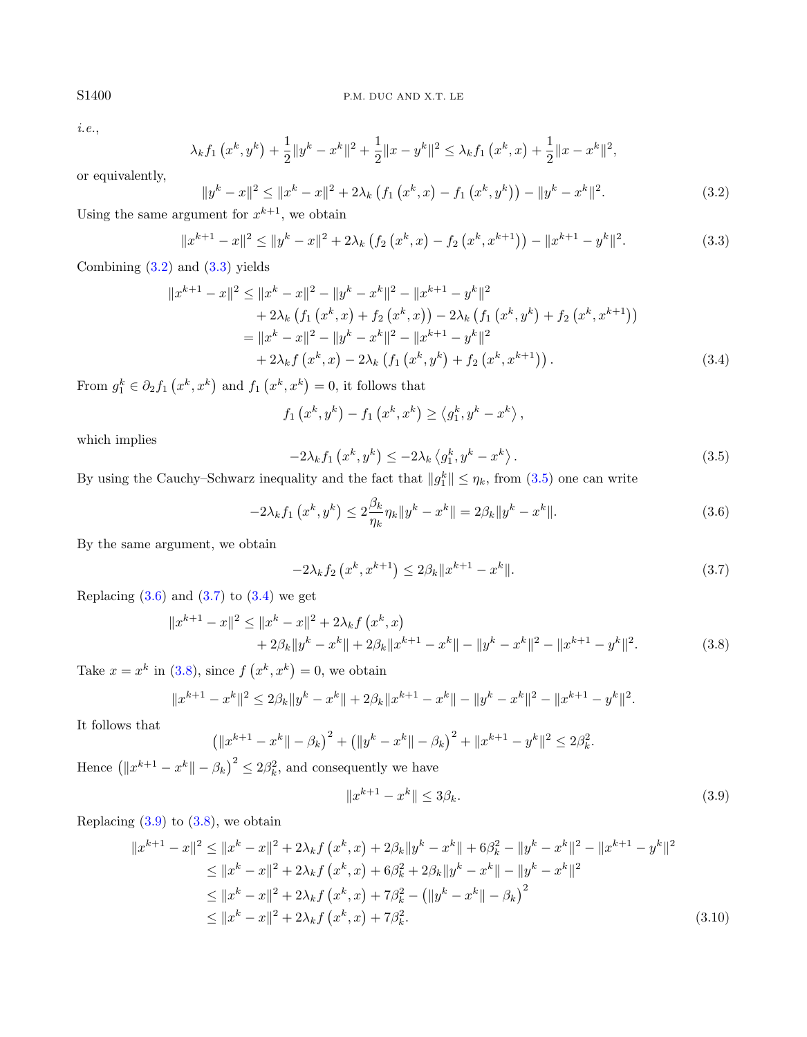*i.e.*,

$$\lambda_k f_1\left(x^k, y^k\right) + \frac{1}{2}\|y^k - x^k\|^2 + \frac{1}{2}\|x - y^k\|^2 \le \lambda_k f_1\left(x^k, x\right) + \frac{1}{2}\|x - x^k\|^2,$$

or equivalently,

$$\|y^k - x\|^2 \le \|x^k - x\|^2 + 2\lambda_k\left(f_1\left(x^k, x\right) - f_1\left(x^k, y^k\right)\right) - \|y^k - x^k\|^2. \tag{3.2}$$

Using the same argument for $x^{k+1}$, we obtain

$$\|x^{k+1} - x\|^2 \le \|y^k - x\|^2 + 2\lambda_k\left(f_2\left(x^k, x\right) - f_2\left(x^k, x^{k+1}\right)\right) - \|x^{k+1} - y^k\|^2. \tag{3.3}$$

Combining (3.2) and (3.3) yields

$$\begin{aligned}
\|x^{k+1} - x\|^2 &\le \|x^k - x\|^2 - \|y^k - x^k\|^2 - \|x^{k+1} - y^k\|^2 \\
&\quad + 2\lambda_k\left(f_1\left(x^k, x\right) + f_2\left(x^k, x\right)\right) - 2\lambda_k\left(f_1\left(x^k, y^k\right) + f_2\left(x^k, x^{k+1}\right)\right) \\
&= \|x^k - x\|^2 - \|y^k - x^k\|^2 - \|x^{k+1} - y^k\|^2 \\
&\quad + 2\lambda_k f\left(x^k, x\right) - 2\lambda_k\left(f_1\left(x^k, y^k\right) + f_2\left(x^k, x^{k+1}\right)\right).
\end{aligned} \tag{3.4}$$

From $g_1^k \in \partial_2 f_1\left(x^k, x^k\right)$ and $f_1\left(x^k, x^k\right) = 0$, it follows that

$$f_1\left(x^k, y^k\right) - f_1\left(x^k, x^k\right) \ge \left\langle g_1^k, y^k - x^k\right\rangle,$$

which implies

$$-2\lambda_k f_1\left(x^k, y^k\right) \le -2\lambda_k\left\langle g_1^k, y^k - x^k\right\rangle. \tag{3.5}$$

By using the Cauchy–Schwarz inequality and the fact that $\|g_1^k\| \le \eta_k$, from (3.5) one can write

$$-2\lambda_k f_1\left(x^k, y^k\right) \le 2\frac{\beta_k}{\eta_k}\eta_k\|y^k - x^k\| = 2\beta_k\|y^k - x^k\|. \tag{3.6}$$

By the same argument, we obtain

$$-2\lambda_k f_2\left(x^k, x^{k+1}\right) \le 2\beta_k\|x^{k+1} - x^k\|. \tag{3.7}$$

Replacing (3.6) and (3.7) to (3.4) we get

$$\begin{aligned}
\|x^{k+1} - x\|^2 &\le \|x^k - x\|^2 + 2\lambda_k f\left(x^k, x\right) \\
&\quad + 2\beta_k\|y^k - x^k\| + 2\beta_k\|x^{k+1} - x^k\| - \|y^k - x^k\|^2 - \|x^{k+1} - y^k\|^2.
\end{aligned} \tag{3.8}$$

Take $x = x^k$ in (3.8), since $f\left(x^k, x^k\right) = 0$, we obtain

$$\|x^{k+1} - x^k\|^2 \le 2\beta_k\|y^k - x^k\| + 2\beta_k\|x^{k+1} - x^k\| - \|y^k - x^k\|^2 - \|x^{k+1} - y^k\|^2.$$

It follows that

$$\left(\|x^{k+1} - x^k\| - \beta_k\right)^2 + \left(\|y^k - x^k\| - \beta_k\right)^2 + \|x^{k+1} - y^k\|^2 \le 2\beta_k^2.$$

Hence $\left(\|x^{k+1} - x^k\| - \beta_k\right)^2 \le 2\beta_k^2$, and consequently we have

$$\|x^{k+1} - x^k\| \le 3\beta_k. \tag{3.9}$$

Replacing (3.9) to (3.8), we obtain

$$\begin{aligned}
\|x^{k+1} - x\|^2 &\le \|x^k - x\|^2 + 2\lambda_k f\left(x^k, x\right) + 2\beta_k\|y^k - x^k\| + 6\beta_k^2 - \|y^k - x^k\|^2 - \|x^{k+1} - y^k\|^2 \\
&\le \|x^k - x\|^2 + 2\lambda_k f\left(x^k, x\right) + 6\beta_k^2 + 2\beta_k\|y^k - x^k\| - \|y^k - x^k\|^2 \\
&\le \|x^k - x\|^2 + 2\lambda_k f\left(x^k, x\right) + 7\beta_k^2 - \left(\|y^k - x^k\| - \beta_k\right)^2 \\
&\le \|x^k - x\|^2 + 2\lambda_k f\left(x^k, x\right) + 7\beta_k^2.
\end{aligned} \tag{3.10}$$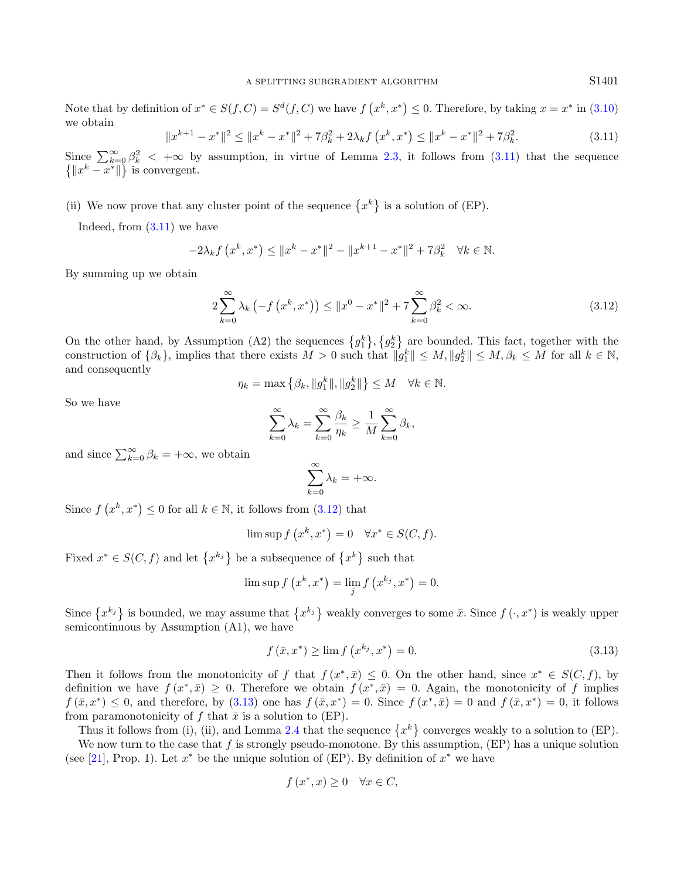Note that by definition of $x^* \in S(f,C) = S^d(f,C)$ we have $f\left(x^k, x^*\right) \leq 0$. Therefore, by taking $x = x^*$ in (3.10) we obtain

$$\|x^{k+1} - x^*\|^2 \leq \|x^k - x^*\|^2 + 7\beta_k^2 + 2\lambda_k f\left(x^k, x^*\right) \leq \|x^k - x^*\|^2 + 7\beta_k^2. \tag{3.11}$$

Since $\sum_{k=0}^{\infty} \beta_k^2 < +\infty$ by assumption, in virtue of Lemma 2.3, it follows from (3.11) that the sequence $\left\{\|x^k - x^*\|\right\}$ is convergent.

(ii) We now prove that any cluster point of the sequence $\left\{x^k\right\}$ is a solution of (EP).

Indeed, from (3.11) we have

$$-2\lambda_k f\left(x^k, x^*\right) \leq \|x^k - x^*\|^2 - \|x^{k+1} - x^*\|^2 + 7\beta_k^2 \quad \forall k \in \mathbb{N}.$$

By summing up we obtain

$$2\sum_{k=0}^{\infty} \lambda_k \left(-f\left(x^k, x^*\right)\right) \leq \|x^0 - x^*\|^2 + 7\sum_{k=0}^{\infty} \beta_k^2 < \infty. \tag{3.12}$$

On the other hand, by Assumption (A2) the sequences $\left\{g_1^k\right\}, \left\{g_2^k\right\}$ are bounded. This fact, together with the construction of $\{\beta_k\}$, implies that there exists $M > 0$ such that $\|g_1^k\| \leq M, \|g_2^k\| \leq M, \beta_k \leq M$ for all $k \in \mathbb{N}$, and consequently

$$\eta_k = \max\left\{\beta_k, \|g_1^k\|, \|g_2^k\|\right\} \leq M \quad \forall k \in \mathbb{N}.$$

So we have

$$\sum_{k=0}^{\infty} \lambda_k = \sum_{k=0}^{\infty} \frac{\beta_k}{\eta_k} \geq \frac{1}{M}\sum_{k=0}^{\infty} \beta_k,$$

and since $\sum_{k=0}^{\infty} \beta_k = +\infty$, we obtain

$$\sum_{k=0}^{\infty} \lambda_k = +\infty.$$

Since $f\left(x^k, x^*\right) \leq 0$ for all $k \in \mathbb{N}$, it follows from (3.12) that

$$\limsup f\left(x^k, x^*\right) = 0 \quad \forall x^* \in S(C,f).$$

Fixed $x^* \in S(C,f)$ and let $\left\{x^{k_j}\right\}$ be a subsequence of $\left\{x^k\right\}$ such that

$$\limsup f\left(x^k, x^*\right) = \lim_j f\left(x^{k_j}, x^*\right) = 0.$$

Since $\left\{x^{k_j}\right\}$ is bounded, we may assume that $\left\{x^{k_j}\right\}$ weakly converges to some $\bar{x}$. Since $f\left(\cdot, x^*\right)$ is weakly upper semicontinuous by Assumption (A1), we have

$$f\left(\bar{x}, x^*\right) \geq \lim f\left(x^{k_j}, x^*\right) = 0. \tag{3.13}$$

Then it follows from the monotonicity of $f$ that $f\left(x^*, \bar{x}\right) \leq 0$. On the other hand, since $x^* \in S(C,f)$, by definition we have $f\left(x^*, \bar{x}\right) \geq 0$. Therefore we obtain $f\left(x^*, \bar{x}\right) = 0$. Again, the monotonicity of $f$ implies $f\left(\bar{x}, x^*\right) \leq 0$, and therefore, by (3.13) one has $f\left(\bar{x}, x^*\right) = 0$. Since $f\left(x^*, \bar{x}\right) = 0$ and $f\left(\bar{x}, x^*\right) = 0$, it follows from paramonotonicity of $f$ that $\bar{x}$ is a solution to (EP).

Thus it follows from (i), (ii), and Lemma 2.4 that the sequence $\left\{x^k\right\}$ converges weakly to a solution to (EP).

We now turn to the case that $f$ is strongly pseudo-monotone. By this assumption, (EP) has a unique solution (see [21], Prop. 1). Let $x^*$ be the unique solution of (EP). By definition of $x^*$ we have

$$f\left(x^*, x\right) \geq 0 \quad \forall x \in C,$$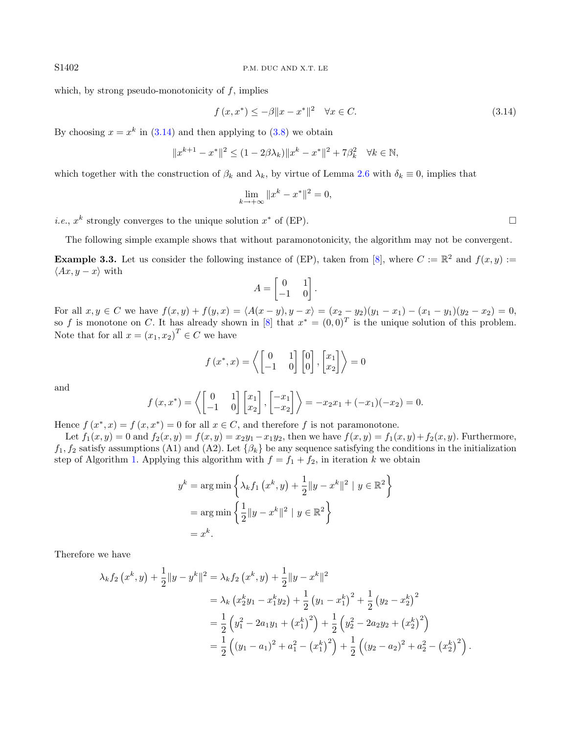which, by strong pseudo-monotonicity of $f$, implies

$$f(x, x^*) \leq -\beta \|x - x^*\|^2 \quad \forall x \in C. \tag{3.14}$$

By choosing $x = x^k$ in (3.14) and then applying to (3.8) we obtain

$$\|x^{k+1} - x^*\|^2 \leq (1 - 2\beta\lambda_k)\|x^k - x^*\|^2 + 7\beta_k^2 \quad \forall k \in \mathbb{N},$$

which together with the construction of $\beta_k$ and $\lambda_k$, by virtue of Lemma 2.6 with $\delta_k \equiv 0$, implies that

$$\lim_{k \to +\infty} \|x^k - x^*\|^2 = 0,$$

*i.e.*, $x^k$ strongly converges to the unique solution $x^*$ of (EP). □

The following simple example shows that without paramonotonicity, the algorithm may not be convergent.

**Example 3.3.** Let us consider the following instance of (EP), taken from [8], where $C := \mathbb{R}^2$ and $f(x, y) := \langle Ax, y - x \rangle$ with

$$A = \begin{bmatrix} 0 & 1 \\ -1 & 0 \end{bmatrix}.$$

For all $x, y \in C$ we have $f(x, y) + f(y, x) = \langle A(x - y), y - x \rangle = (x_2 - y_2)(y_1 - x_1) - (x_1 - y_1)(y_2 - x_2) = 0$, so $f$ is monotone on $C$. It has already shown in [8] that $x^* = (0, 0)^T$ is the unique solution of this problem. Note that for all $x = (x_1, x_2)^T \in C$ we have

$$f(x^*, x) = \left\langle \begin{bmatrix} 0 & 1 \\ -1 & 0 \end{bmatrix} \begin{bmatrix} 0 \\ 0 \end{bmatrix}, \begin{bmatrix} x_1 \\ x_2 \end{bmatrix} \right\rangle = 0$$

and

$$f(x, x^*) = \left\langle \begin{bmatrix} 0 & 1 \\ -1 & 0 \end{bmatrix} \begin{bmatrix} x_1 \\ x_2 \end{bmatrix}, \begin{bmatrix} -x_1 \\ -x_2 \end{bmatrix} \right\rangle = -x_2 x_1 + (-x_1)(-x_2) = 0.$$

Hence $f(x^*, x) = f(x, x^*) = 0$ for all $x \in C$, and therefore $f$ is not paramonotone.

Let $f_1(x, y) = 0$ and $f_2(x, y) = f(x, y) = x_2 y_1 - x_1 y_2$, then we have $f(x, y) = f_1(x, y) + f_2(x, y)$. Furthermore, $f_1, f_2$ satisfy assumptions (A1) and (A2). Let $\{\beta_k\}$ be any sequence satisfying the conditions in the initialization step of Algorithm 1. Applying this algorithm with $f = f_1 + f_2$, in iteration $k$ we obtain

$$\begin{aligned}
y^k &= \arg\min \left\{ \lambda_k f_1(x^k, y) + \frac{1}{2}\|y - x^k\|^2 \mid y \in \mathbb{R}^2 \right\} \\
&= \arg\min \left\{ \frac{1}{2}\|y - x^k\|^2 \mid y \in \mathbb{R}^2 \right\} \\
&= x^k.
\end{aligned}$$

Therefore we have

$$\begin{aligned}
\lambda_k f_2(x^k, y) + \frac{1}{2}\|y - y^k\|^2 &= \lambda_k f_2(x^k, y) + \frac{1}{2}\|y - x^k\|^2 \\
&= \lambda_k \left( x_2^k y_1 - x_1^k y_2 \right) + \frac{1}{2}\left( y_1 - x_1^k \right)^2 + \frac{1}{2}\left( y_2 - x_2^k \right)^2 \\
&= \frac{1}{2}\left( y_1^2 - 2a_1 y_1 + \left( x_1^k \right)^2 \right) + \frac{1}{2}\left( y_2^2 - 2a_2 y_2 + \left( x_2^k \right)^2 \right) \\
&= \frac{1}{2}\left( (y_1 - a_1)^2 + a_1^2 - \left( x_1^k \right)^2 \right) + \frac{1}{2}\left( (y_2 - a_2)^2 + a_2^2 - \left( x_2^k \right)^2 \right).
\end{aligned}$$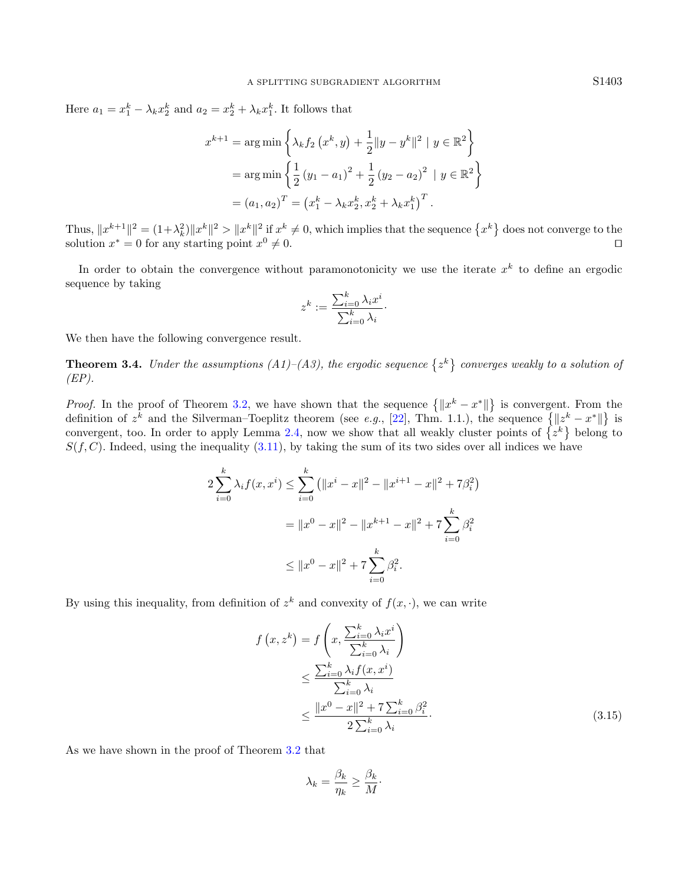Here $a_1 = x_1^k - \lambda_k x_2^k$ and $a_2 = x_2^k + \lambda_k x_1^k$. It follows that

$$
\begin{aligned}
x^{k+1} &= \arg\min \left\{ \lambda_k f_2\left(x^k, y\right) + \frac{1}{2}\|y - y^k\|^2 \mid y \in \mathbb{R}^2 \right\} \\
&= \arg\min \left\{ \frac{1}{2}\left(y_1 - a_1\right)^2 + \frac{1}{2}\left(y_2 - a_2\right)^2 \mid y \in \mathbb{R}^2 \right\} \\
&= \left(a_1, a_2\right)^T = \left(x_1^k - \lambda_k x_2^k, x_2^k + \lambda_k x_1^k\right)^T.
\end{aligned}
$$

Thus, $\|x^{k+1}\|^2 = (1+\lambda_k^2)\|x^k\|^2 > \|x^k\|^2$ if $x^k \neq 0$, which implies that the sequence $\{x^k\}$ does not converge to the solution $x^* = 0$ for any starting point $x^0 \neq 0$. ◻

In order to obtain the convergence without paramonotonicity we use the iterate $x^k$ to define an ergodic sequence by taking

$$
z^k := \frac{\sum_{i=0}^k \lambda_i x^i}{\sum_{i=0}^k \lambda_i}.
$$

We then have the following convergence result.

**Theorem 3.4.** *Under the assumptions (A1)–(A3), the ergodic sequence $\{z^k\}$ converges weakly to a solution of (EP).*

*Proof.* In the proof of Theorem 3.2, we have shown that the sequence $\{\|x^k - x^*\|\}$ is convergent. From the definition of $z^k$ and the Silverman–Toeplitz theorem (see *e.g.*, [22], Thm. 1.1.), the sequence $\{\|z^k - x^*\|\}$ is convergent, too. In order to apply Lemma 2.4, now we show that all weakly cluster points of $\{z^k\}$ belong to $S(f, C)$. Indeed, using the inequality (3.11), by taking the sum of its two sides over all indices we have

$$
\begin{aligned}
2\sum_{i=0}^k \lambda_i f(x, x^i) &\leq \sum_{i=0}^k \left(\|x^i - x\|^2 - \|x^{i+1} - x\|^2 + 7\beta_i^2\right) \\
&= \|x^0 - x\|^2 - \|x^{k+1} - x\|^2 + 7\sum_{i=0}^k \beta_i^2 \\
&\leq \|x^0 - x\|^2 + 7\sum_{i=0}^k \beta_i^2.
\end{aligned}
$$

By using this inequality, from definition of $z^k$ and convexity of $f(x, \cdot)$, we can write

$$
\begin{aligned}
f\left(x, z^k\right) &= f\left(x, \frac{\sum_{i=0}^k \lambda_i x^i}{\sum_{i=0}^k \lambda_i}\right) \\
&\leq \frac{\sum_{i=0}^k \lambda_i f(x, x^i)}{\sum_{i=0}^k \lambda_i} \\
&\leq \frac{\|x^0 - x\|^2 + 7\sum_{i=0}^k \beta_i^2}{2\sum_{i=0}^k \lambda_i}.
\end{aligned}
\tag{3.15}
$$

As we have shown in the proof of Theorem 3.2 that

$$
\lambda_k = \frac{\beta_k}{\eta_k} \geq \frac{\beta_k}{M}.
$$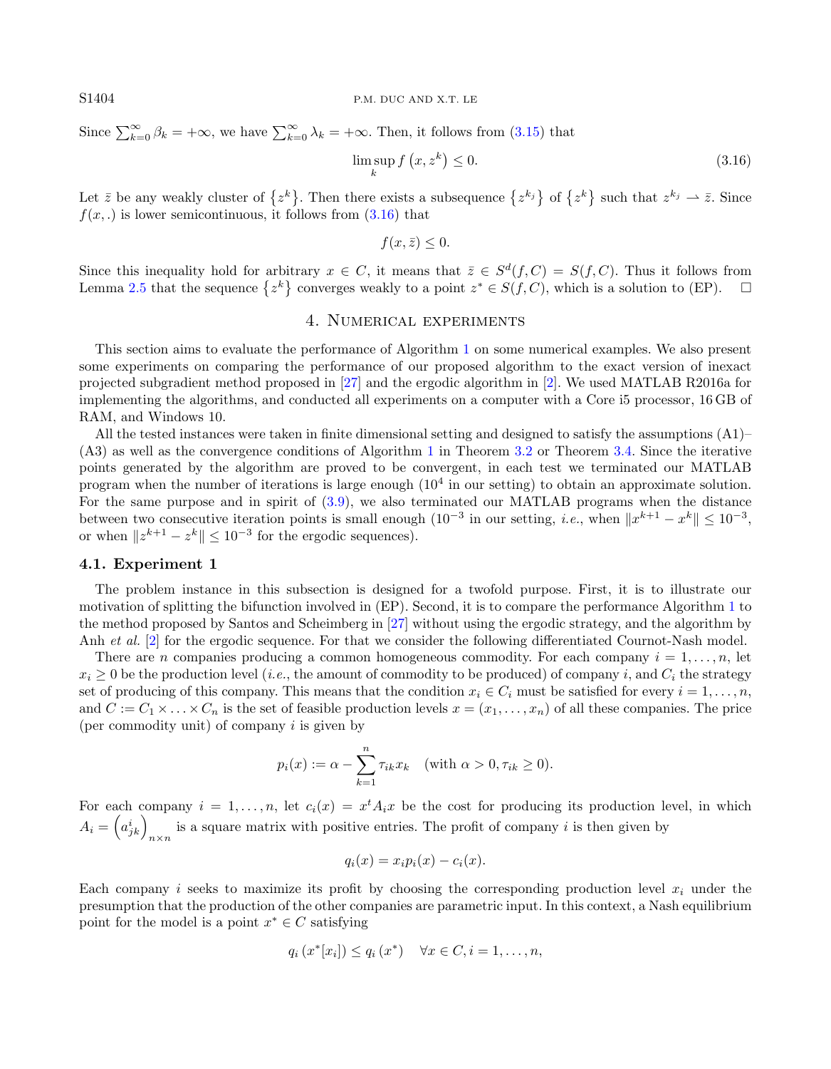Since $\sum_{k=0}^{\infty} \beta_k = +\infty$, we have $\sum_{k=0}^{\infty} \lambda_k = +\infty$. Then, it follows from (3.15) that

$$\limsup_k f\left(x, z^k\right) \leq 0. \tag{3.16}$$

Let $\bar{z}$ be any weakly cluster of $\left\{z^k\right\}$. Then there exists a subsequence $\left\{z^{k_j}\right\}$ of $\left\{z^k\right\}$ such that $z^{k_j} \rightharpoonup \bar{z}$. Since $f(x,.)$ is lower semicontinuous, it follows from (3.16) that

$$f(x, \bar{z}) \leq 0.$$

Since this inequality hold for arbitrary $x \in C$, it means that $\bar{z} \in S^d(f, C) = S(f, C)$. Thus it follows from Lemma 2.5 that the sequence $\left\{z^k\right\}$ converges weakly to a point $z^* \in S(f, C)$, which is a solution to (EP). □

## 4. Numerical experiments

This section aims to evaluate the performance of Algorithm 1 on some numerical examples. We also present some experiments on comparing the performance of our proposed algorithm to the exact version of inexact projected subgradient method proposed in [27] and the ergodic algorithm in [2]. We used MATLAB R2016a for implementing the algorithms, and conducted all experiments on a computer with a Core i5 processor, 16 GB of RAM, and Windows 10.

All the tested instances were taken in finite dimensional setting and designed to satisfy the assumptions (A1)–(A3) as well as the convergence conditions of Algorithm 1 in Theorem 3.2 or Theorem 3.4. Since the iterative points generated by the algorithm are proved to be convergent, in each test we terminated our MATLAB program when the number of iterations is large enough ($10^4$ in our setting) to obtain an approximate solution. For the same purpose and in spirit of (3.9), we also terminated our MATLAB programs when the distance between two consecutive iteration points is small enough ($10^{-3}$ in our setting, *i.e.*, when $\|x^{k+1} - x^k\| \leq 10^{-3}$, or when $\|z^{k+1} - z^k\| \leq 10^{-3}$ for the ergodic sequences).

### 4.1. Experiment 1

The problem instance in this subsection is designed for a twofold purpose. First, it is to illustrate our motivation of splitting the bifunction involved in (EP). Second, it is to compare the performance Algorithm 1 to the method proposed by Santos and Scheimberg in [27] without using the ergodic strategy, and the algorithm by Anh *et al.* [2] for the ergodic sequence. For that we consider the following differentiated Cournot-Nash model.

There are $n$ companies producing a common homogeneous commodity. For each company $i = 1, \ldots, n$, let $x_i \geq 0$ be the production level (*i.e.*, the amount of commodity to be produced) of company $i$, and $C_i$ the strategy set of producing of this company. This means that the condition $x_i \in C_i$ must be satisfied for every $i = 1, \ldots, n$, and $C := C_1 \times \ldots \times C_n$ is the set of feasible production levels $x = (x_1, \ldots, x_n)$ of all these companies. The price (per commodity unit) of company $i$ is given by

$$p_i(x) := \alpha - \sum_{k=1}^{n} \tau_{ik} x_k \quad (\text{with } \alpha > 0, \tau_{ik} \geq 0).$$

For each company $i = 1, \ldots, n$, let $c_i(x) = x^t A_i x$ be the cost for producing its production level, in which $A_i = \left(a_{jk}^i\right)_{n \times n}$ is a square matrix with positive entries. The profit of company $i$ is then given by

$$q_i(x) = x_i p_i(x) - c_i(x).$$

Each company $i$ seeks to maximize its profit by choosing the corresponding production level $x_i$ under the presumption that the production of the other companies are parametric input. In this context, a Nash equilibrium point for the model is a point $x^* \in C$ satisfying

$$q_i\left(x^*[x_i]\right) \leq q_i\left(x^*\right) \quad \forall x \in C, i = 1, \ldots, n,$$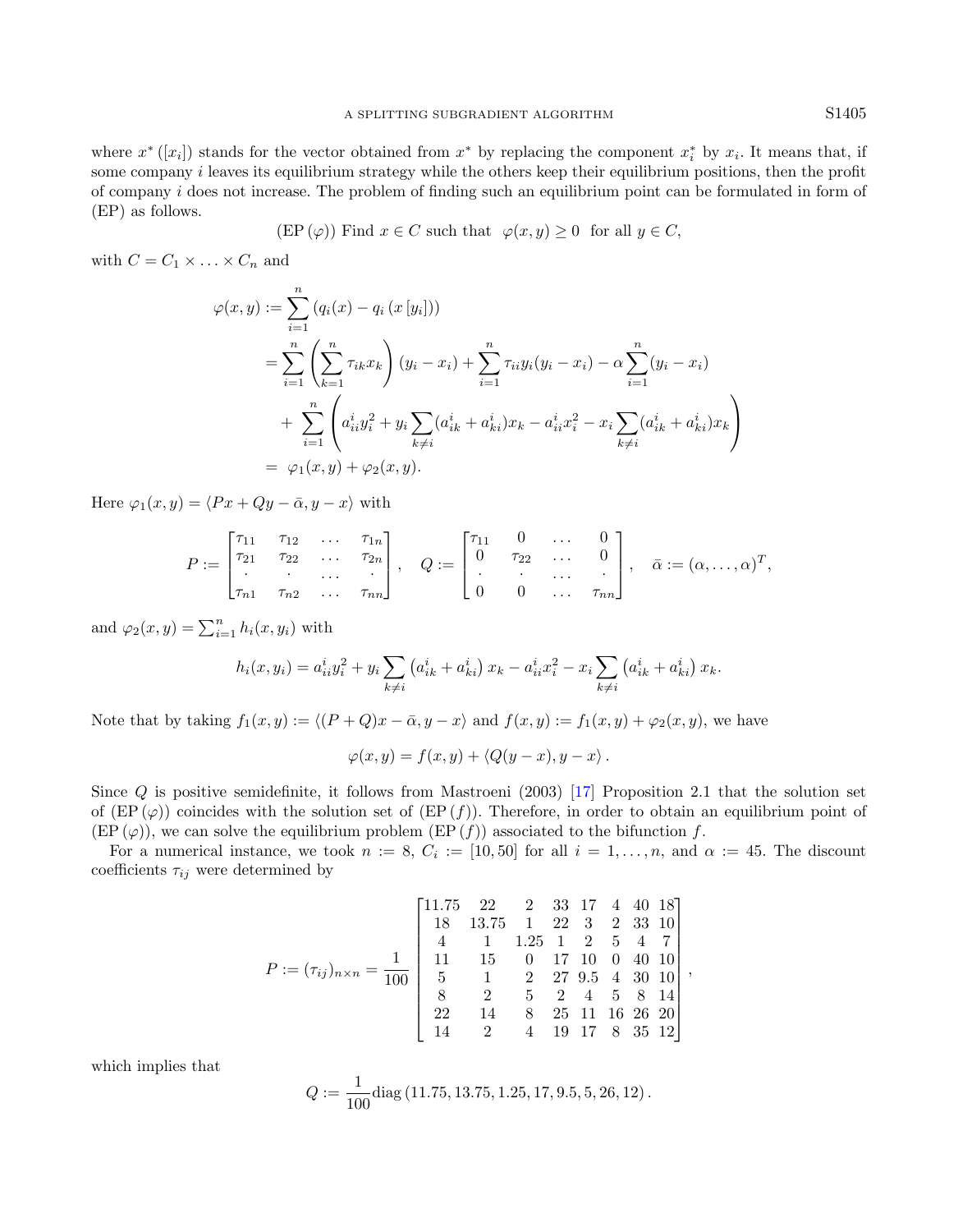where $x^*([x_i])$ stands for the vector obtained from $x^*$ by replacing the component $x_i^*$ by $x_i$. It means that, if some company $i$ leaves its equilibrium strategy while the others keep their equilibrium positions, then the profit of company $i$ does not increase. The problem of finding such an equilibrium point can be formulated in form of (EP) as follows.

$$(\text{EP}(\varphi)) \text{ Find } x \in C \text{ such that } \ \varphi(x, y) \geq 0 \ \text{ for all } y \in C,$$

with $C = C_1 \times \ldots \times C_n$ and

$$\begin{aligned}
\varphi(x,y) &:= \sum_{i=1}^{n} \left( q_i(x) - q_i\left(x\left[y_i\right]\right)\right) \\
&= \sum_{i=1}^{n} \left( \sum_{k=1}^{n} \tau_{ik} x_k \right)(y_i - x_i) + \sum_{i=1}^{n} \tau_{ii} y_i (y_i - x_i) - \alpha \sum_{i=1}^{n} (y_i - x_i) \\
&\quad + \sum_{i=1}^{n} \left( a_{ii}^i y_i^2 + y_i \sum_{k \neq i} (a_{ik}^i + a_{ki}^i) x_k - a_{ii}^i x_i^2 - x_i \sum_{k \neq i} (a_{ik}^i + a_{ki}^i) x_k \right) \\
&= \ \varphi_1(x,y) + \varphi_2(x,y).
\end{aligned}$$

Here $\varphi_1(x, y) = \langle Px + Qy - \bar{\alpha}, y - x \rangle$ with

$$P := \begin{bmatrix} \tau_{11} & \tau_{12} & \ldots & \tau_{1n} \\ \tau_{21} & \tau_{22} & \ldots & \tau_{2n} \\ \cdot & \cdot & \ldots & \cdot \\ \tau_{n1} & \tau_{n2} & \ldots & \tau_{nn} \end{bmatrix}, \quad Q := \begin{bmatrix} \tau_{11} & 0 & \ldots & 0 \\ 0 & \tau_{22} & \ldots & 0 \\ \cdot & \cdot & \ldots & \cdot \\ 0 & 0 & \ldots & \tau_{nn} \end{bmatrix}, \quad \bar{\alpha} := (\alpha, \ldots, \alpha)^T,$$

and $\varphi_2(x, y) = \sum_{i=1}^{n} h_i(x, y_i)$ with

$$h_i(x, y_i) = a_{ii}^i y_i^2 + y_i \sum_{k \neq i} \left(a_{ik}^i + a_{ki}^i\right) x_k - a_{ii}^i x_i^2 - x_i \sum_{k \neq i} \left(a_{ik}^i + a_{ki}^i\right) x_k.$$

Note that by taking $f_1(x, y) := \langle (P + Q)x - \bar{\alpha}, y - x \rangle$ and $f(x, y) := f_1(x, y) + \varphi_2(x, y)$, we have

$$\varphi(x, y) = f(x, y) + \langle Q(y - x), y - x \rangle .$$

Since $Q$ is positive semidefinite, it follows from Mastroeni (2003) [17] Proposition 2.1 that the solution set of (EP$(\varphi)$) coincides with the solution set of (EP$(f)$). Therefore, in order to obtain an equilibrium point of (EP$(\varphi)$), we can solve the equilibrium problem (EP$(f)$) associated to the bifunction $f$.

For a numerical instance, we took $n := 8$, $C_i := [10, 50]$ for all $i = 1, \ldots, n$, and $\alpha := 45$. The discount coefficients $\tau_{ij}$ were determined by

$$P := (\tau_{ij})_{n \times n} = \frac{1}{100} \begin{bmatrix} 11.75 & 22 & 2 & 33 & 17 & 4 & 40 & 18 \\ 18 & 13.75 & 1 & 22 & 3 & 2 & 33 & 10 \\ 4 & 1 & 1.25 & 1 & 2 & 5 & 4 & 7 \\ 11 & 15 & 0 & 17 & 10 & 0 & 40 & 10 \\ 5 & 1 & 2 & 27 & 9.5 & 4 & 30 & 10 \\ 8 & 2 & 5 & 2 & 4 & 5 & 8 & 14 \\ 22 & 14 & 8 & 25 & 11 & 16 & 26 & 20 \\ 14 & 2 & 4 & 19 & 17 & 8 & 35 & 12 \end{bmatrix},$$

which implies that

$$Q := \frac{1}{100} \text{diag}\left(11.75, 13.75, 1.25, 17, 9.5, 5, 26, 12\right).$$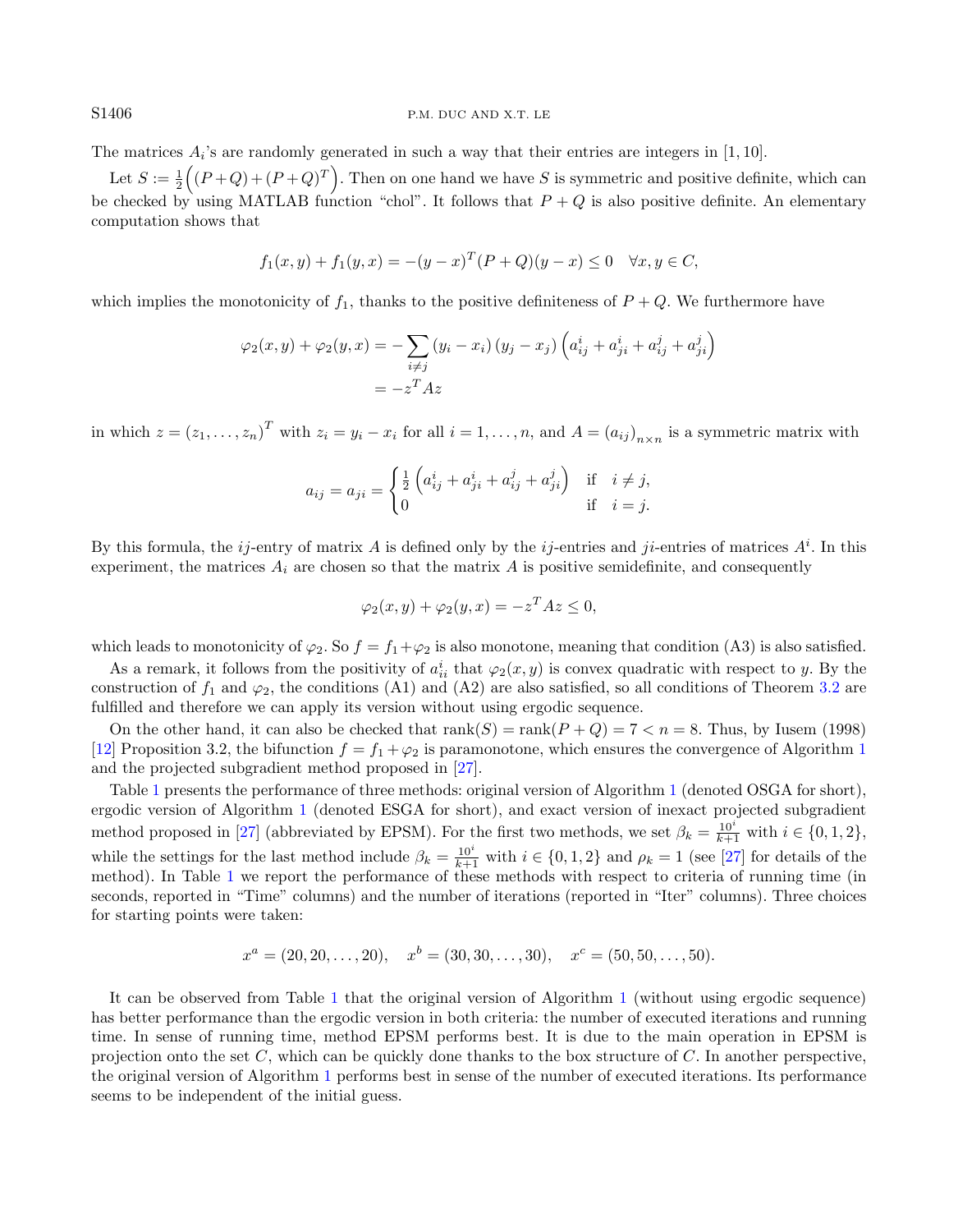The matrices $A_i$'s are randomly generated in such a way that their entries are integers in $[1, 10]$.

Let $S := \frac{1}{2}\Big((P+Q)+(P+Q)^T\Big)$. Then on one hand we have $S$ is symmetric and positive definite, which can be checked by using MATLAB function "chol". It follows that $P+Q$ is also positive definite. An elementary computation shows that

$$f_1(x,y) + f_1(y,x) = -(y-x)^T(P+Q)(y-x) \leq 0 \quad \forall x, y \in C,$$

which implies the monotonicity of $f_1$, thanks to the positive definiteness of $P+Q$. We furthermore have

$$\begin{aligned}
\varphi_2(x,y) + \varphi_2(y,x) &= -\sum_{i \neq j} (y_i - x_i)(y_j - x_j)\left(a_{ij}^i + a_{ji}^i + a_{ij}^j + a_{ji}^j\right) \\
&= -z^T A z
\end{aligned}$$

in which $z = (z_1, \ldots, z_n)^T$ with $z_i = y_i - x_i$ for all $i = 1, \ldots, n$, and $A = (a_{ij})_{n \times n}$ is a symmetric matrix with

$$a_{ij} = a_{ji} = \begin{cases} \frac{1}{2}\left(a_{ij}^i + a_{ji}^i + a_{ij}^j + a_{ji}^j\right) & \text{if} \quad i \neq j, \\ 0 & \text{if} \quad i = j. \end{cases}$$

By this formula, the $ij$-entry of matrix $A$ is defined only by the $ij$-entries and $ji$-entries of matrices $A^i$. In this experiment, the matrices $A_i$ are chosen so that the matrix $A$ is positive semidefinite, and consequently

$$\varphi_2(x,y) + \varphi_2(y,x) = -z^T A z \leq 0,$$

which leads to monotonicity of $\varphi_2$. So $f = f_1 + \varphi_2$ is also monotone, meaning that condition (A3) is also satisfied.

As a remark, it follows from the positivity of $a_{ii}^i$ that $\varphi_2(x,y)$ is convex quadratic with respect to $y$. By the construction of $f_1$ and $\varphi_2$, the conditions (A1) and (A2) are also satisfied, so all conditions of Theorem 3.2 are fulfilled and therefore we can apply its version without using ergodic sequence.

On the other hand, it can also be checked that $\text{rank}(S) = \text{rank}(P+Q) = 7 < n = 8$. Thus, by Iusem (1998) [12] Proposition 3.2, the bifunction $f = f_1 + \varphi_2$ is paramonotone, which ensures the convergence of Algorithm 1 and the projected subgradient method proposed in [27].

Table 1 presents the performance of three methods: original version of Algorithm 1 (denoted OSGA for short), ergodic version of Algorithm 1 (denoted ESGA for short), and exact version of inexact projected subgradient method proposed in [27] (abbreviated by EPSM). For the first two methods, we set $\beta_k = \frac{10^i}{k+1}$ with $i \in \{0, 1, 2\}$, while the settings for the last method include $\beta_k = \frac{10^i}{k+1}$ with $i \in \{0, 1, 2\}$ and $\rho_k = 1$ (see [27] for details of the method). In Table 1 we report the performance of these methods with respect to criteria of running time (in seconds, reported in "Time" columns) and the number of iterations (reported in "Iter" columns). Three choices for starting points were taken:

$$x^a = (20, 20, \ldots, 20), \quad x^b = (30, 30, \ldots, 30), \quad x^c = (50, 50, \ldots, 50).$$

It can be observed from Table 1 that the original version of Algorithm 1 (without using ergodic sequence) has better performance than the ergodic version in both criteria: the number of executed iterations and running time. In sense of running time, method EPSM performs best. It is due to the main operation in EPSM is projection onto the set $C$, which can be quickly done thanks to the box structure of $C$. In another perspective, the original version of Algorithm 1 performs best in sense of the number of executed iterations. Its performance seems to be independent of the initial guess.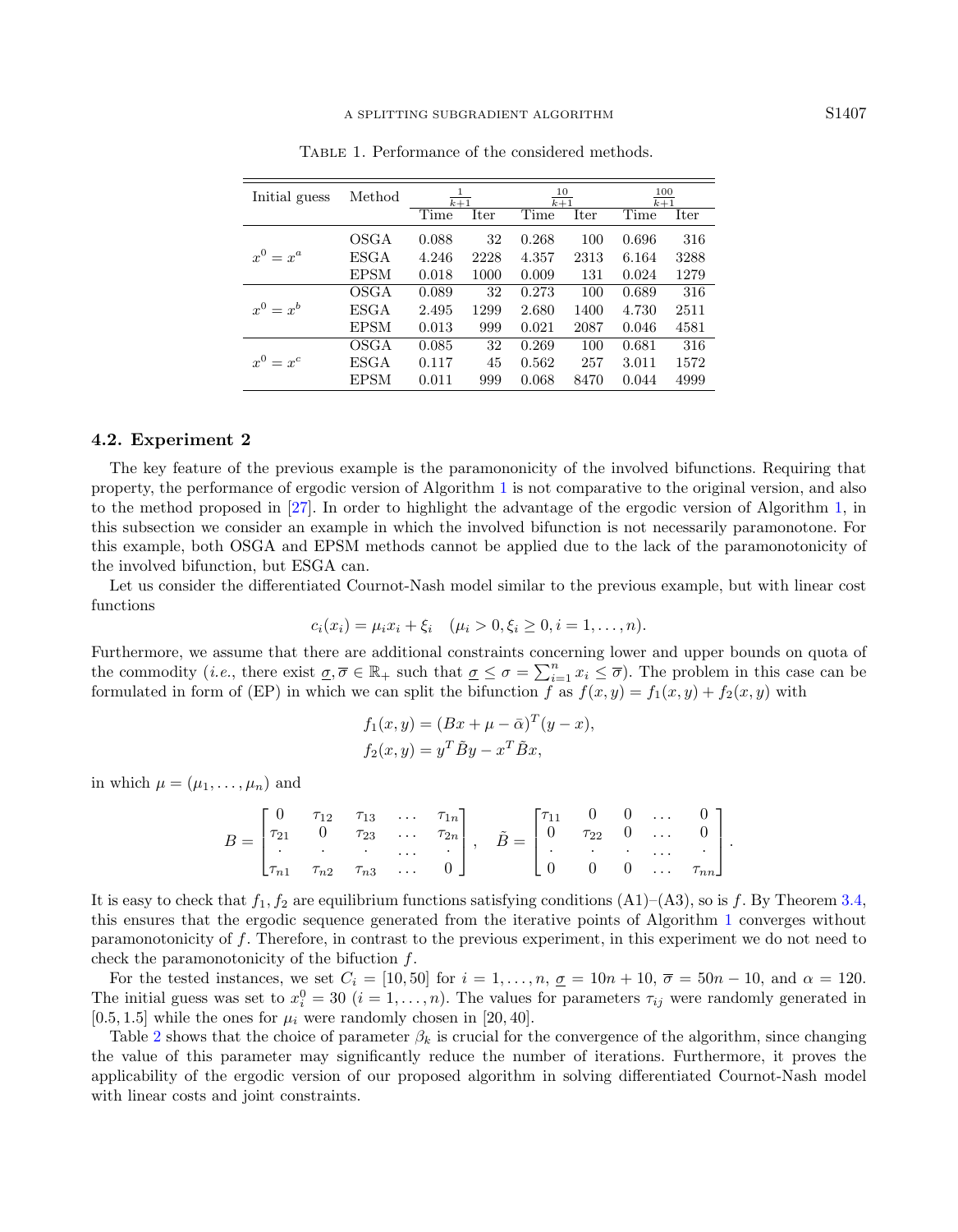Table 1. Performance of the considered methods.

| Initial guess | Method | $\frac{1}{k+1}$ | | $\frac{10}{k+1}$ | | $\frac{100}{k+1}$ | |
|---|---|---|---|---|---|---|---|
| | | Time | Iter | Time | Iter | Time | Iter |
| $x^0 = x^a$ | OSGA | 0.088 | 32 | 0.268 | 100 | 0.696 | 316 |
| | ESGA | 4.246 | 2228 | 4.357 | 2313 | 6.164 | 3288 |
| | EPSM | 0.018 | 1000 | 0.009 | 131 | 0.024 | 1279 |
| $x^0 = x^b$ | OSGA | 0.089 | 32 | 0.273 | 100 | 0.689 | 316 |
| | ESGA | 2.495 | 1299 | 2.680 | 1400 | 4.730 | 2511 |
| | EPSM | 0.013 | 999 | 0.021 | 2087 | 0.046 | 4581 |
| $x^0 = x^c$ | OSGA | 0.085 | 32 | 0.269 | 100 | 0.681 | 316 |
| | ESGA | 0.117 | 45 | 0.562 | 257 | 3.011 | 1572 |
| | EPSM | 0.011 | 999 | 0.068 | 8470 | 0.044 | 4999 |

### 4.2. Experiment 2

The key feature of the previous example is the parammononicity of the involved bifunctions. Requiring that property, the performance of ergodic version of Algorithm 1 is not comparative to the original version, and also to the method proposed in [27]. In order to highlight the advantage of the ergodic version of Algorithm 1, in this subsection we consider an example in which the involved bifunction is not necessarily paramonotone. For this example, both OSGA and EPSM methods cannot be applied due to the lack of the paramonotonicity of the involved bifunction, but ESGA can.

Let us consider the differentiated Cournot-Nash model similar to the previous example, but with linear cost functions

$$c_i(x_i) = \mu_i x_i + \xi_i \quad (\mu_i > 0, \xi_i \geq 0, i = 1, \dots, n).$$

Furthermore, we assume that there are additional constraints concerning lower and upper bounds on quota of the commodity (*i.e.*, there exist $\underline{\sigma}, \overline{\sigma} \in \mathbb{R}_+$ such that $\underline{\sigma} \leq \sigma = \sum_{i=1}^n x_i \leq \overline{\sigma}$). The problem in this case can be formulated in form of (EP) in which we can split the bifunction $f$ as $f(x, y) = f_1(x, y) + f_2(x, y)$ with

$$f_1(x, y) = (Bx + \mu - \bar{\alpha})^T (y - x),$$
$$f_2(x, y) = y^T \tilde{B} y - x^T \tilde{B} x,$$

in which $\mu = (\mu_1, \dots, \mu_n)$ and

$$B = \begin{bmatrix} 0 & \tau_{12} & \tau_{13} & \dots & \tau_{1n} \\ \tau_{21} & 0 & \tau_{23} & \dots & \tau_{2n} \\ \cdot & \cdot & \cdot & \dots & \cdot \\ \tau_{n1} & \tau_{n2} & \tau_{n3} & \dots & 0 \end{bmatrix}, \quad \tilde{B} = \begin{bmatrix} \tau_{11} & 0 & 0 & \dots & 0 \\ 0 & \tau_{22} & 0 & \dots & 0 \\ \cdot & \cdot & \cdot & \dots & \cdot \\ 0 & 0 & 0 & \dots & \tau_{nn} \end{bmatrix}.$$

It is easy to check that $f_1, f_2$ are equilibrium functions satisfying conditions (A1)–(A3), so is $f$. By Theorem 3.4, this ensures that the ergodic sequence generated from the iterative points of Algorithm 1 converges without paramonotonicity of $f$. Therefore, in contrast to the previous experiment, in this experiment we do not need to check the paramonotonicity of the bifuction $f$.

For the tested instances, we set $C_i = [10, 50]$ for $i = 1, \dots, n$, $\underline{\sigma} = 10n + 10$, $\overline{\sigma} = 50n - 10$, and $\alpha = 120$. The initial guess was set to $x_i^0 = 30$ $(i = 1, \dots, n)$. The values for parameters $\tau_{ij}$ were randomly generated in $[0.5, 1.5]$ while the ones for $\mu_i$ were randomly chosen in $[20, 40]$.

Table 2 shows that the choice of parameter $\beta_k$ is crucial for the convergence of the algorithm, since changing the value of this parameter may significantly reduce the number of iterations. Furthermore, it proves the applicability of the ergodic version of our proposed algorithm in solving differentiated Cournot-Nash model with linear costs and joint constraints.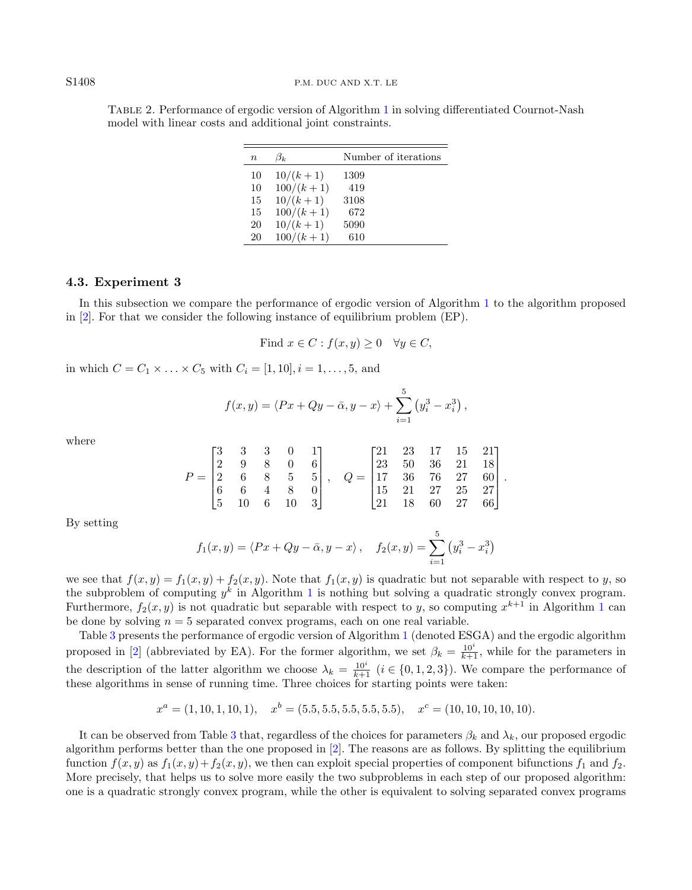Table 2. Performance of ergodic version of Algorithm 1 in solving differentiated Cournot-Nash model with linear costs and additional joint constraints.

| $n$ | $\beta_k$ | Number of iterations |
|---|---|---|
| 10 | $10/(k+1)$ | 1309 |
| 10 | $100/(k+1)$ | 419 |
| 15 | $10/(k+1)$ | 3108 |
| 15 | $100/(k+1)$ | 672 |
| 20 | $10/(k+1)$ | 5090 |
| 20 | $100/(k+1)$ | 610 |

### 4.3. Experiment 3

In this subsection we compare the performance of ergodic version of Algorithm 1 to the algorithm proposed in [2]. For that we consider the following instance of equilibrium problem (EP).

$$\text{Find } x \in C : f(x, y) \geq 0 \quad \forall y \in C,$$

in which $C = C_1 \times \ldots \times C_5$ with $C_i = [1, 10], i = 1, \ldots, 5$, and

$$f(x, y) = \langle Px + Qy - \bar{\alpha}, y - x\rangle + \sum_{i=1}^{5} \left(y_i^3 - x_i^3\right),$$

where

$$P = \begin{bmatrix} 3 & 3 & 3 & 0 & 1 \\ 2 & 9 & 8 & 0 & 6 \\ 2 & 6 & 8 & 5 & 5 \\ 6 & 6 & 4 & 8 & 0 \\ 5 & 10 & 6 & 10 & 3 \end{bmatrix}, \quad Q = \begin{bmatrix} 21 & 23 & 17 & 15 & 21 \\ 23 & 50 & 36 & 21 & 18 \\ 17 & 36 & 76 & 27 & 60 \\ 15 & 21 & 27 & 25 & 27 \\ 21 & 18 & 60 & 27 & 66 \end{bmatrix}.$$

By setting

$$f_1(x, y) = \langle Px + Qy - \bar{\alpha}, y - x\rangle, \quad f_2(x, y) = \sum_{i=1}^{5} \left(y_i^3 - x_i^3\right)$$

we see that $f(x, y) = f_1(x, y) + f_2(x, y)$. Note that $f_1(x, y)$ is quadratic but not separable with respect to $y$, so the subproblem of computing $y^k$ in Algorithm 1 is nothing but solving a quadratic strongly convex program. Furthermore, $f_2(x, y)$ is not quadratic but separable with respect to $y$, so computing $x^{k+1}$ in Algorithm 1 can be done by solving $n = 5$ separated convex programs, each on one real variable.

Table 3 presents the performance of ergodic version of Algorithm 1 (denoted ESGA) and the ergodic algorithm proposed in [2] (abbreviated by EA). For the former algorithm, we set $\beta_k = \frac{10^i}{k+1}$, while for the parameters in the description of the latter algorithm we choose $\lambda_k = \frac{10^i}{k+1}$ ($i \in \{0, 1, 2, 3\}$). We compare the performance of these algorithms in sense of running time. Three choices for starting points were taken:

$$x^a = (1, 10, 1, 10, 1), \quad x^b = (5.5, 5.5, 5.5, 5.5, 5.5), \quad x^c = (10, 10, 10, 10, 10).$$

It can be observed from Table 3 that, regardless of the choices for parameters $\beta_k$ and $\lambda_k$, our proposed ergodic algorithm performs better than the one proposed in [2]. The reasons are as follows. By splitting the equilibrium function $f(x, y)$ as $f_1(x, y) + f_2(x, y)$, we then can exploit special properties of component bifunctions $f_1$ and $f_2$. More precisely, that helps us to solve more easily the two subproblems in each step of our proposed algorithm: one is a quadratic strongly convex program, while the other is equivalent to solving separated convex programs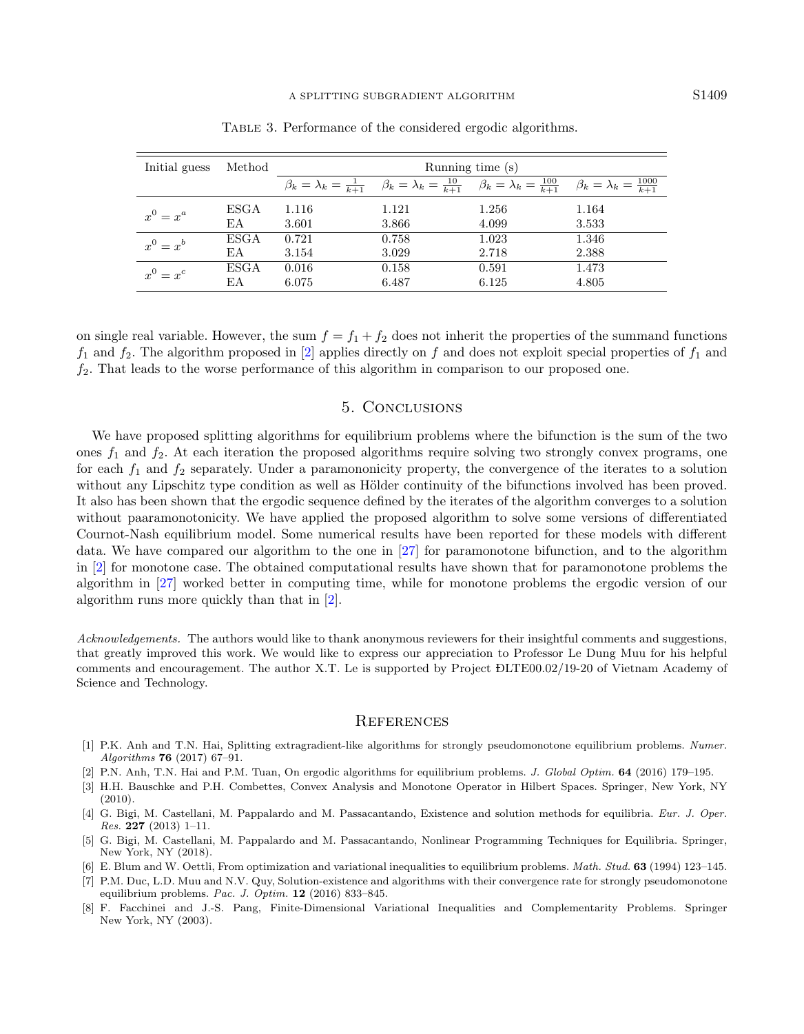Table 3. Performance of the considered ergodic algorithms.

| Initial guess | Method | Running time (s) | | | |
|---|---|---|---|---|---|
| | | $\beta_k = \lambda_k = \frac{1}{k+1}$ | $\beta_k = \lambda_k = \frac{10}{k+1}$ | $\beta_k = \lambda_k = \frac{100}{k+1}$ | $\beta_k = \lambda_k = \frac{1000}{k+1}$ |
| $x^0 = x^a$ | ESGA | 1.116 | 1.121 | 1.256 | 1.164 |
| | EA | 3.601 | 3.866 | 4.099 | 3.533 |
| $x^0 = x^b$ | ESGA | 0.721 | 0.758 | 1.023 | 1.346 |
| | EA | 3.154 | 3.029 | 2.718 | 2.388 |
| $x^0 = x^c$ | ESGA | 0.016 | 0.158 | 0.591 | 1.473 |
| | EA | 6.075 | 6.487 | 6.125 | 4.805 |

on single real variable. However, the sum $f = f_1 + f_2$ does not inherit the properties of the summand functions $f_1$ and $f_2$. The algorithm proposed in [2] applies directly on $f$ and does not exploit special properties of $f_1$ and $f_2$. That leads to the worse performance of this algorithm in comparison to our proposed one.

## 5. Conclusions

We have proposed splitting algorithms for equilibrium problems where the bifunction is the sum of the two ones $f_1$ and $f_2$. At each iteration the proposed algorithms require solving two strongly convex programs, one for each $f_1$ and $f_2$ separately. Under a paramononicity property, the convergence of the iterates to a solution without any Lipschitz type condition as well as Hölder continuity of the bifunctions involved has been proved. It also has been shown that the ergodic sequence defined by the iterates of the algorithm converges to a solution without paaramonotonicity. We have applied the proposed algorithm to solve some versions of differentiated Cournot-Nash equilibrium model. Some numerical results have been reported for these models with different data. We have compared our algorithm to the one in [27] for paramonotone bifunction, and to the algorithm in [2] for monotone case. The obtained computational results have shown that for paramonotone problems the algorithm in [27] worked better in computing time, while for monotone problems the ergodic version of our algorithm runs more quickly than that in [2].

*Acknowledgements.* The authors would like to thank anonymous reviewers for their insightful comments and suggestions, that greatly improved this work. We would like to express our appreciation to Professor Le Dung Muu for his helpful comments and encouragement. The author X.T. Le is supported by Project ĐLTE00.02/19-20 of Vietnam Academy of Science and Technology.

## References

[1] P.K. Anh and T.N. Hai, Splitting extragradient-like algorithms for strongly pseudomonotone equilibrium problems. *Numer. Algorithms* **76** (2017) 67–91.

[2] P.N. Anh, T.N. Hai and P.M. Tuan, On ergodic algorithms for equilibrium problems. *J. Global Optim.* **64** (2016) 179–195.

[3] H.H. Bauschke and P.H. Combettes, Convex Analysis and Monotone Operator in Hilbert Spaces. Springer, New York, NY (2010).

[4] G. Bigi, M. Castellani, M. Pappalardo and M. Passacantando, Existence and solution methods for equilibria. *Eur. J. Oper. Res.* **227** (2013) 1–11.

[5] G. Bigi, M. Castellani, M. Pappalardo and M. Passacantando, Nonlinear Programming Techniques for Equilibria. Springer, New York, NY (2018).

[6] E. Blum and W. Oettli, From optimization and variational inequalities to equilibrium problems. *Math. Stud.* **63** (1994) 123–145.

[7] P.M. Duc, L.D. Muu and N.V. Quy, Solution-existence and algorithms with their convergence rate for strongly pseudomonotone equilibrium problems. *Pac. J. Optim.* **12** (2016) 833–845.

[8] F. Facchinei and J.-S. Pang, Finite-Dimensional Variational Inequalities and Complementarity Problems. Springer New York, NY (2003).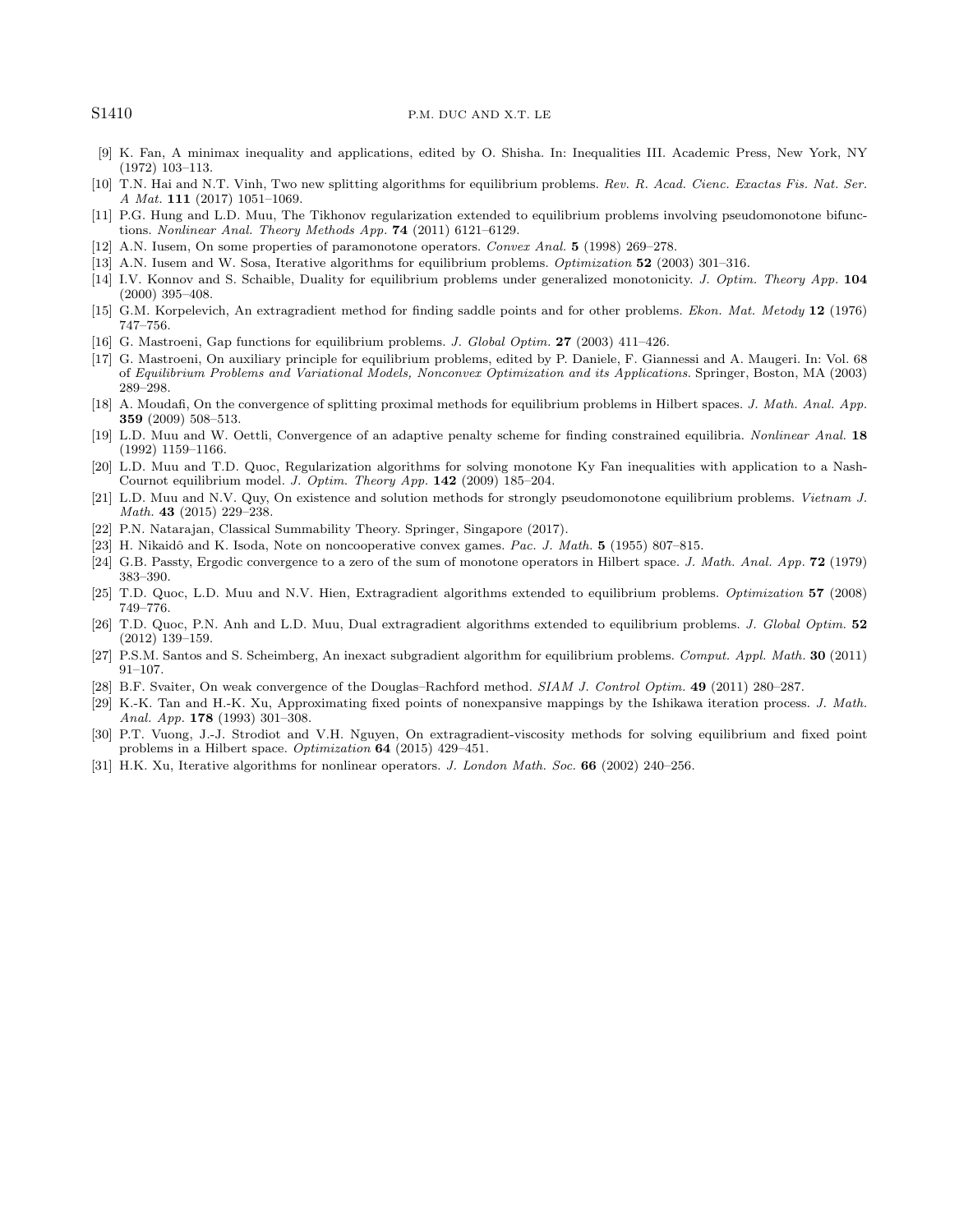[9] K. Fan, A minimax inequality and applications, edited by O. Shisha. In: Inequalities III. Academic Press, New York, NY (1972) 103–113.

[10] T.N. Hai and N.T. Vinh, Two new splitting algorithms for equilibrium problems. *Rev. R. Acad. Cienc. Exactas Fis. Nat. Ser. A Mat.* **111** (2017) 1051–1069.

[11] P.G. Hung and L.D. Muu, The Tikhonov regularization extended to equilibrium problems involving pseudomonotone bifunctions. *Nonlinear Anal. Theory Methods App.* **74** (2011) 6121–6129.

[12] A.N. Iusem, On some properties of paramonotone operators. *Convex Anal.* **5** (1998) 269–278.

[13] A.N. Iusem and W. Sosa, Iterative algorithms for equilibrium problems. *Optimization* **52** (2003) 301–316.

[14] I.V. Konnov and S. Schaible, Duality for equilibrium problems under generalized monotonicity. *J. Optim. Theory App.* **104** (2000) 395–408.

[15] G.M. Korpelevich, An extragradient method for finding saddle points and for other problems. *Ekon. Mat. Metody* **12** (1976) 747–756.

[16] G. Mastroeni, Gap functions for equilibrium problems. *J. Global Optim.* **27** (2003) 411–426.

[17] G. Mastroeni, On auxiliary principle for equilibrium problems, edited by P. Daniele, F. Giannessi and A. Maugeri. In: Vol. 68 of *Equilibrium Problems and Variational Models, Nonconvex Optimization and its Applications*. Springer, Boston, MA (2003) 289–298.

[18] A. Moudafi, On the convergence of splitting proximal methods for equilibrium problems in Hilbert spaces. *J. Math. Anal. App.* **359** (2009) 508–513.

[19] L.D. Muu and W. Oettli, Convergence of an adaptive penalty scheme for finding constrained equilibria. *Nonlinear Anal.* **18** (1992) 1159–1166.

[20] L.D. Muu and T.D. Quoc, Regularization algorithms for solving monotone Ky Fan inequalities with application to a Nash-Cournot equilibrium model. *J. Optim. Theory App.* **142** (2009) 185–204.

[21] L.D. Muu and N.V. Quy, On existence and solution methods for strongly pseudomonotone equilibrium problems. *Vietnam J. Math.* **43** (2015) 229–238.

[22] P.N. Natarajan, Classical Summability Theory. Springer, Singapore (2017).

[23] H. Nikaidô and K. Isoda, Note on noncooperative convex games. *Pac. J. Math.* **5** (1955) 807–815.

[24] G.B. Passty, Ergodic convergence to a zero of the sum of monotone operators in Hilbert space. *J. Math. Anal. App.* **72** (1979) 383–390.

[25] T.D. Quoc, L.D. Muu and N.V. Hien, Extragradient algorithms extended to equilibrium problems. *Optimization* **57** (2008) 749–776.

[26] T.D. Quoc, P.N. Anh and L.D. Muu, Dual extragradient algorithms extended to equilibrium problems. *J. Global Optim.* **52** (2012) 139–159.

[27] P.S.M. Santos and S. Scheimberg, An inexact subgradient algorithm for equilibrium problems. *Comput. Appl. Math.* **30** (2011) 91–107.

[28] B.F. Svaiter, On weak convergence of the Douglas–Rachford method. *SIAM J. Control Optim.* **49** (2011) 280–287.

[29] K.-K. Tan and H.-K. Xu, Approximating fixed points of nonexpansive mappings by the Ishikawa iteration process. *J. Math. Anal. App.* **178** (1993) 301–308.

[30] P.T. Vuong, J.-J. Strodiot and V.H. Nguyen, On extragradient-viscosity methods for solving equilibrium and fixed point problems in a Hilbert space. *Optimization* **64** (2015) 429–451.

[31] H.K. Xu, Iterative algorithms for nonlinear operators. *J. London Math. Soc.* **66** (2002) 240–256.